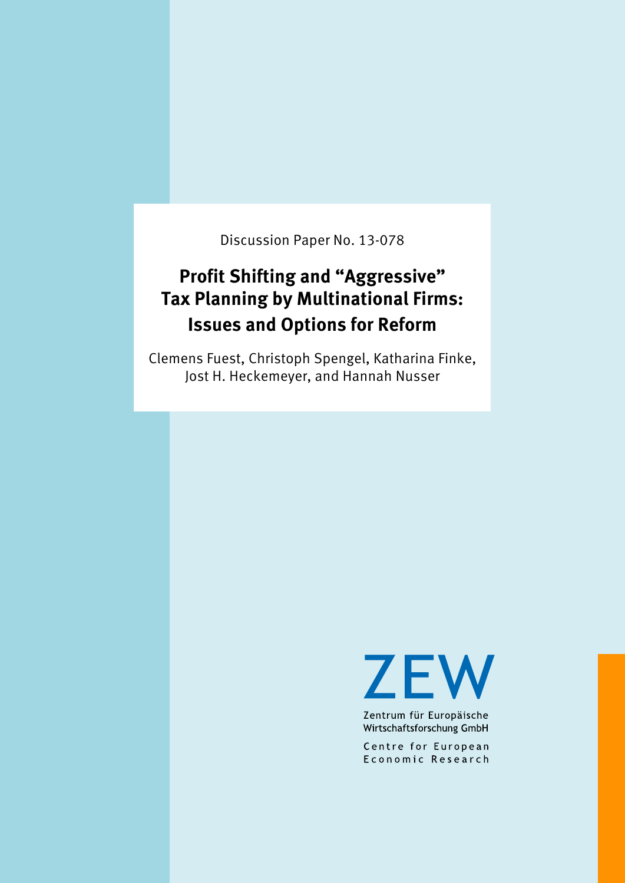Discussion Paper No. 13-078

# Profit Shifting and "Aggressive" Tax Planning by Multinational Firms: Issues and Options for Reform

Clemens Fuest, Christoph Spengel, Katharina Finke, Jost H. Heckemeyer, and Hannah Nusser

ZEW

Zentrum für Europäische Wirtschaftsforschung GmbH

Centre for European Economic Research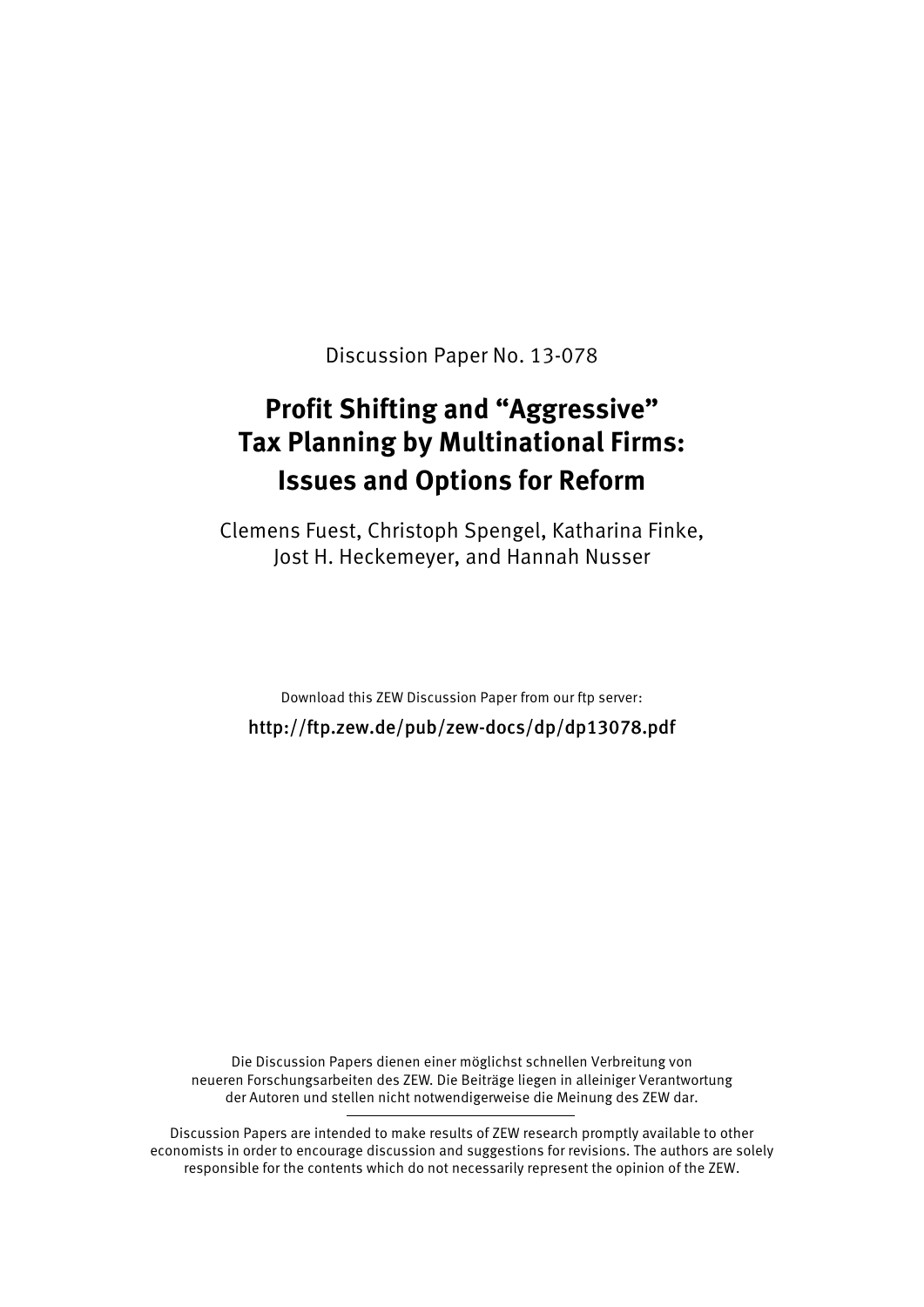Discussion Paper No. 13-078

# Profit Shifting and "Aggressive" Tax Planning by Multinational Firms: Issues and Options for Reform

Clemens Fuest, Christoph Spengel, Katharina Finke, Jost H. Heckemeyer, and Hannah Nusser

Download this ZEW Discussion Paper from our ftp server:

http://ftp.zew.de/pub/zew-docs/dp/dp13078.pdf

Die Discussion Papers dienen einer möglichst schnellen Verbreitung von neueren Forschungsarbeiten des ZEW. Die Beiträge liegen in alleiniger Verantwortung der Autoren und stellen nicht notwendigerweise die Meinung des ZEW dar.

Discussion Papers are intended to make results of ZEW research promptly available to other economists in order to encourage discussion and suggestions for revisions. The authors are solely responsible for the contents which do not necessarily represent the opinion of the ZEW.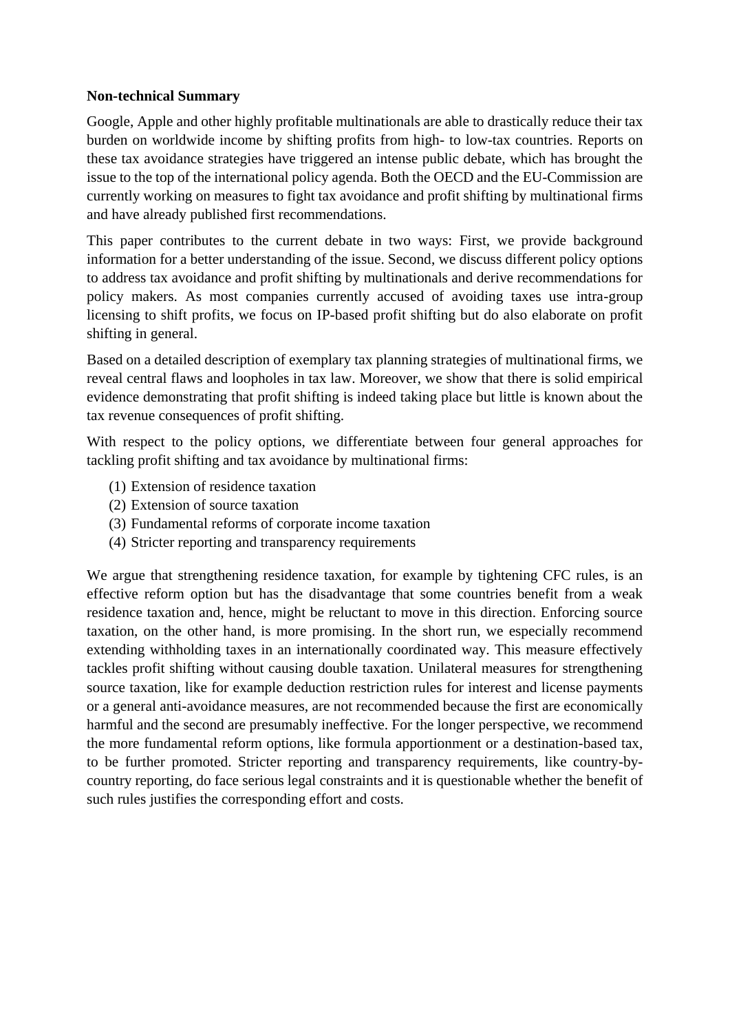**Non-technical Summary**

Google, Apple and other highly profitable multinationals are able to drastically reduce their tax burden on worldwide income by shifting profits from high- to low-tax countries. Reports on these tax avoidance strategies have triggered an intense public debate, which has brought the issue to the top of the international policy agenda. Both the OECD and the EU-Commission are currently working on measures to fight tax avoidance and profit shifting by multinational firms and have already published first recommendations.

This paper contributes to the current debate in two ways: First, we provide background information for a better understanding of the issue. Second, we discuss different policy options to address tax avoidance and profit shifting by multinationals and derive recommendations for policy makers. As most companies currently accused of avoiding taxes use intra-group licensing to shift profits, we focus on IP-based profit shifting but do also elaborate on profit shifting in general.

Based on a detailed description of exemplary tax planning strategies of multinational firms, we reveal central flaws and loopholes in tax law. Moreover, we show that there is solid empirical evidence demonstrating that profit shifting is indeed taking place but little is known about the tax revenue consequences of profit shifting.

With respect to the policy options, we differentiate between four general approaches for tackling profit shifting and tax avoidance by multinational firms:

(1) Extension of residence taxation
(2) Extension of source taxation
(3) Fundamental reforms of corporate income taxation
(4) Stricter reporting and transparency requirements

We argue that strengthening residence taxation, for example by tightening CFC rules, is an effective reform option but has the disadvantage that some countries benefit from a weak residence taxation and, hence, might be reluctant to move in this direction. Enforcing source taxation, on the other hand, is more promising. In the short run, we especially recommend extending withholding taxes in an internationally coordinated way. This measure effectively tackles profit shifting without causing double taxation. Unilateral measures for strengthening source taxation, like for example deduction restriction rules for interest and license payments or a general anti-avoidance measures, are not recommended because the first are economically harmful and the second are presumably ineffective. For the longer perspective, we recommend the more fundamental reform options, like formula apportionment or a destination-based tax, to be further promoted. Stricter reporting and transparency requirements, like country-by-country reporting, do face serious legal constraints and it is questionable whether the benefit of such rules justifies the corresponding effort and costs.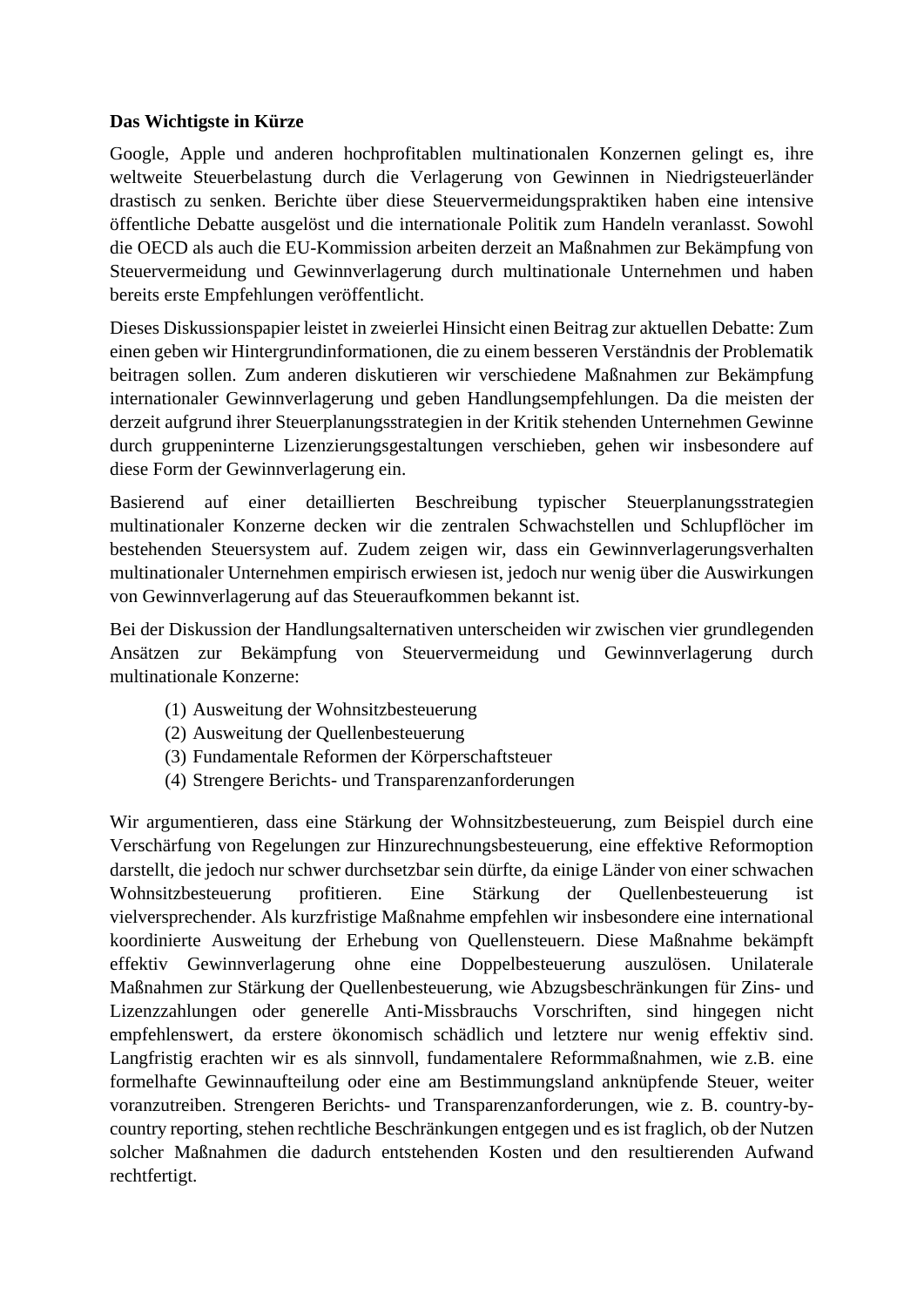**Das Wichtigste in Kürze**

Google, Apple und anderen hochprofitablen multinationalen Konzernen gelingt es, ihre weltweite Steuerbelastung durch die Verlagerung von Gewinnen in Niedrigsteuerländer drastisch zu senken. Berichte über diese Steuervermeidungspraktiken haben eine intensive öffentliche Debatte ausgelöst und die internationale Politik zum Handeln veranlasst. Sowohl die OECD als auch die EU-Kommission arbeiten derzeit an Maßnahmen zur Bekämpfung von Steuervermeidung und Gewinnverlagerung durch multinationale Unternehmen und haben bereits erste Empfehlungen veröffentlicht.

Dieses Diskussionspapier leistet in zweierlei Hinsicht einen Beitrag zur aktuellen Debatte: Zum einen geben wir Hintergrundinformationen, die zu einem besseren Verständnis der Problematik beitragen sollen. Zum anderen diskutieren wir verschiedene Maßnahmen zur Bekämpfung internationaler Gewinnverlagerung und geben Handlungsempfehlungen. Da die meisten der derzeit aufgrund ihrer Steuerplanungsstrategien in der Kritik stehenden Unternehmen Gewinne durch gruppeninterne Lizenzierungsgestaltungen verschieben, gehen wir insbesondere auf diese Form der Gewinnverlagerung ein.

Basierend auf einer detaillierten Beschreibung typischer Steuerplanungsstrategien multinationaler Konzerne decken wir die zentralen Schwachstellen und Schlupflöcher im bestehenden Steuersystem auf. Zudem zeigen wir, dass ein Gewinnverlagerungsverhalten multinationaler Unternehmen empirisch erwiesen ist, jedoch nur wenig über die Auswirkungen von Gewinnverlagerung auf das Steueraufkommen bekannt ist.

Bei der Diskussion der Handlungsalternativen unterscheiden wir zwischen vier grundlegenden Ansätzen zur Bekämpfung von Steuervermeidung und Gewinnverlagerung durch multinationale Konzerne:

(1) Ausweitung der Wohnsitzbesteuerung
(2) Ausweitung der Quellenbesteuerung
(3) Fundamentale Reformen der Körperschaftsteuer
(4) Strengere Berichts- und Transparenzanforderungen

Wir argumentieren, dass eine Stärkung der Wohnsitzbesteuerung, zum Beispiel durch eine Verschärfung von Regelungen zur Hinzurechnungsbesteuerung, eine effektive Reformoption darstellt, die jedoch nur schwer durchsetzbar sein dürfte, da einige Länder von einer schwachen Wohnsitzbesteuerung profitieren. Eine Stärkung der Quellenbesteuerung ist vielversprechender. Als kurzfristige Maßnahme empfehlen wir insbesondere eine international koordinierte Ausweitung der Erhebung von Quellensteuern. Diese Maßnahme bekämpft effektiv Gewinnverlagerung ohne eine Doppelbesteuerung auszulösen. Unilaterale Maßnahmen zur Stärkung der Quellenbesteuerung, wie Abzugsbeschränkungen für Zins- und Lizenzzahlungen oder generelle Anti-Missbrauchs Vorschriften, sind hingegen nicht empfehlenswert, da erstere ökonomisch schädlich und letztere nur wenig effektiv sind. Langfristig erachten wir es als sinnvoll, fundamentalere Reformmaßnahmen, wie z.B. eine formelhafte Gewinnaufteilung oder eine am Bestimmungsland anknüpfende Steuer, weiter voranzutreiben. Strengeren Berichts- und Transparenzanforderungen, wie z. B. country-by-country reporting, stehen rechtliche Beschränkungen entgegen und es ist fraglich, ob der Nutzen solcher Maßnahmen die dadurch entstehenden Kosten und den resultierenden Aufwand rechtfertigt.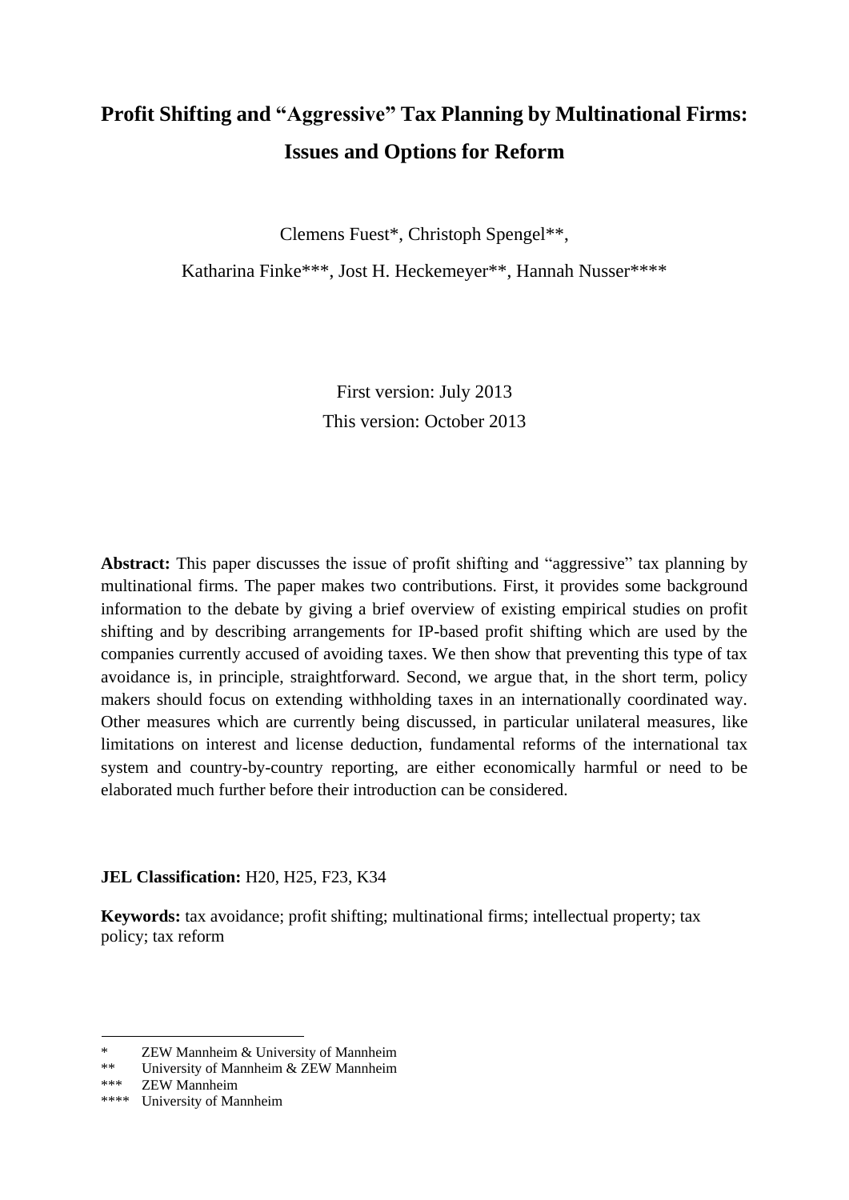# Profit Shifting and "Aggressive" Tax Planning by Multinational Firms: Issues and Options for Reform

Clemens Fuest*, Christoph Spengel**,

Katharina Finke***, Jost H. Heckemeyer**, Hannah Nusser****

First version: July 2013

This version: October 2013

**Abstract:** This paper discusses the issue of profit shifting and "aggressive" tax planning by multinational firms. The paper makes two contributions. First, it provides some background information to the debate by giving a brief overview of existing empirical studies on profit shifting and by describing arrangements for IP-based profit shifting which are used by the companies currently accused of avoiding taxes. We then show that preventing this type of tax avoidance is, in principle, straightforward. Second, we argue that, in the short term, policy makers should focus on extending withholding taxes in an internationally coordinated way. Other measures which are currently being discussed, in particular unilateral measures, like limitations on interest and license deduction, fundamental reforms of the international tax system and country-by-country reporting, are either economically harmful or need to be elaborated much further before their introduction can be considered.

**JEL Classification:** H20, H25, F23, K34

**Keywords:** tax avoidance; profit shifting; multinational firms; intellectual property; tax policy; tax reform

---

\* ZEW Mannheim & University of Mannheim

\*\* University of Mannheim & ZEW Mannheim

\*\*\* ZEW Mannheim

\*\*\*\* University of Mannheim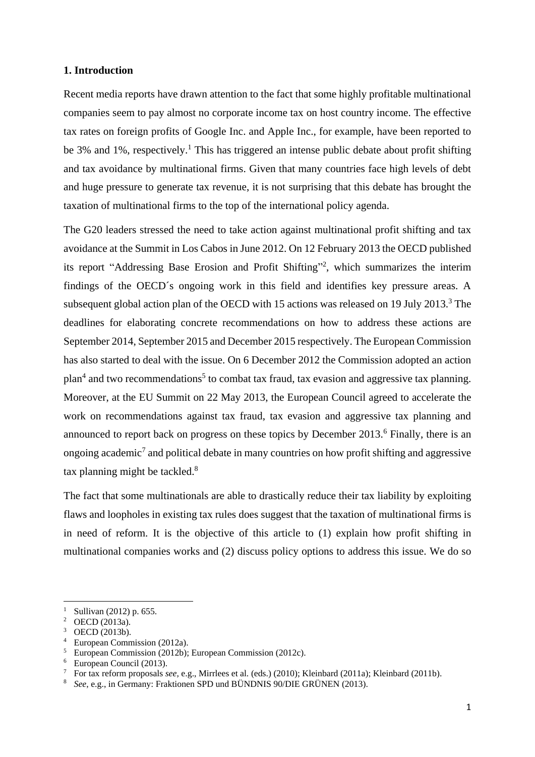## 1. Introduction

Recent media reports have drawn attention to the fact that some highly profitable multinational companies seem to pay almost no corporate income tax on host country income. The effective tax rates on foreign profits of Google Inc. and Apple Inc., for example, have been reported to be 3% and 1%, respectively.[1] This has triggered an intense public debate about profit shifting and tax avoidance by multinational firms. Given that many countries face high levels of debt and huge pressure to generate tax revenue, it is not surprising that this debate has brought the taxation of multinational firms to the top of the international policy agenda.

The G20 leaders stressed the need to take action against multinational profit shifting and tax avoidance at the Summit in Los Cabos in June 2012. On 12 February 2013 the OECD published its report "Addressing Base Erosion and Profit Shifting"[2], which summarizes the interim findings of the OECD´s ongoing work in this field and identifies key pressure areas. A subsequent global action plan of the OECD with 15 actions was released on 19 July 2013.[3] The deadlines for elaborating concrete recommendations on how to address these actions are September 2014, September 2015 and December 2015 respectively. The European Commission has also started to deal with the issue. On 6 December 2012 the Commission adopted an action plan[4] and two recommendations[5] to combat tax fraud, tax evasion and aggressive tax planning. Moreover, at the EU Summit on 22 May 2013, the European Council agreed to accelerate the work on recommendations against tax fraud, tax evasion and aggressive tax planning and announced to report back on progress on these topics by December 2013.[6] Finally, there is an ongoing academic[7] and political debate in many countries on how profit shifting and aggressive tax planning might be tackled.[8]

The fact that some multinationals are able to drastically reduce their tax liability by exploiting flaws and loopholes in existing tax rules does suggest that the taxation of multinational firms is in need of reform. It is the objective of this article to (1) explain how profit shifting in multinational companies works and (2) discuss policy options to address this issue. We do so

---

[1] Sullivan (2012) p. 655.
[2] OECD (2013a).
[3] OECD (2013b).
[4] European Commission (2012a).
[5] European Commission (2012b); European Commission (2012c).
[6] European Council (2013).
[7] For tax reform proposals *see*, e.g., Mirrlees et al. (eds.) (2010); Kleinbard (2011a); Kleinbard (2011b).
[8] *See*, e.g., in Germany: Fraktionen SPD und BÜNDNIS 90/DIE GRÜNEN (2013).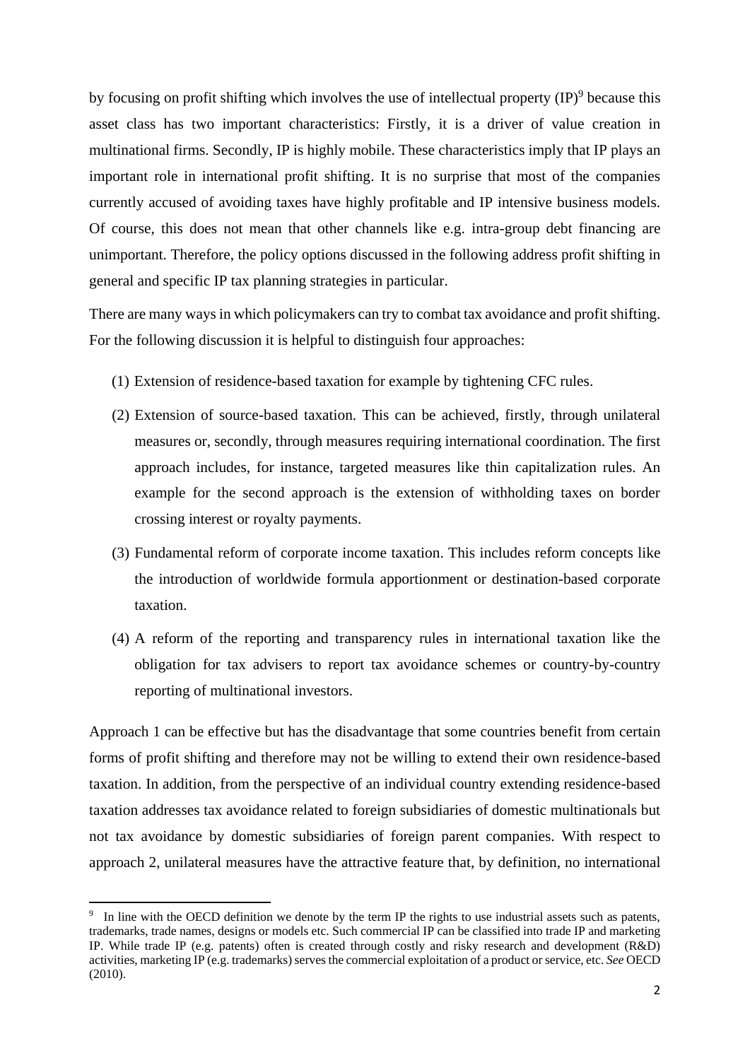by focusing on profit shifting which involves the use of intellectual property (IP)[9] because this asset class has two important characteristics: Firstly, it is a driver of value creation in multinational firms. Secondly, IP is highly mobile. These characteristics imply that IP plays an important role in international profit shifting. It is no surprise that most of the companies currently accused of avoiding taxes have highly profitable and IP intensive business models. Of course, this does not mean that other channels like e.g. intra-group debt financing are unimportant. Therefore, the policy options discussed in the following address profit shifting in general and specific IP tax planning strategies in particular.

There are many ways in which policymakers can try to combat tax avoidance and profit shifting. For the following discussion it is helpful to distinguish four approaches:

(1) Extension of residence-based taxation for example by tightening CFC rules.

(2) Extension of source-based taxation. This can be achieved, firstly, through unilateral measures or, secondly, through measures requiring international coordination. The first approach includes, for instance, targeted measures like thin capitalization rules. An example for the second approach is the extension of withholding taxes on border crossing interest or royalty payments.

(3) Fundamental reform of corporate income taxation. This includes reform concepts like the introduction of worldwide formula apportionment or destination-based corporate taxation.

(4) A reform of the reporting and transparency rules in international taxation like the obligation for tax advisers to report tax avoidance schemes or country-by-country reporting of multinational investors.

Approach 1 can be effective but has the disadvantage that some countries benefit from certain forms of profit shifting and therefore may not be willing to extend their own residence-based taxation. In addition, from the perspective of an individual country extending residence-based taxation addresses tax avoidance related to foreign subsidiaries of domestic multinationals but not tax avoidance by domestic subsidiaries of foreign parent companies. With respect to approach 2, unilateral measures have the attractive feature that, by definition, no international

---

[9] In line with the OECD definition we denote by the term IP the rights to use industrial assets such as patents, trademarks, trade names, designs or models etc. Such commercial IP can be classified into trade IP and marketing IP. While trade IP (e.g. patents) often is created through costly and risky research and development (R&D) activities, marketing IP (e.g. trademarks) serves the commercial exploitation of a product or service, etc. *See* OECD (2010).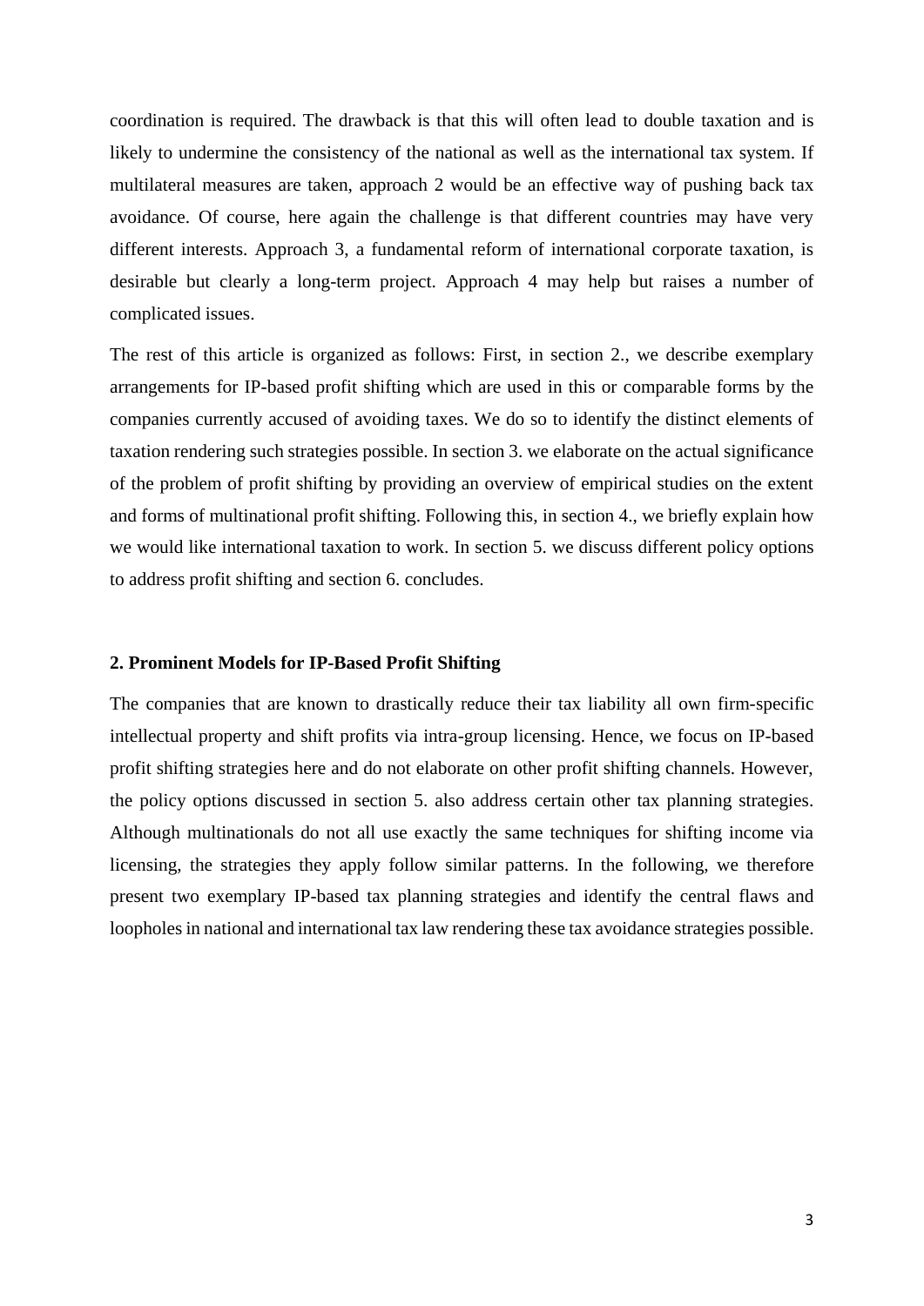coordination is required. The drawback is that this will often lead to double taxation and is likely to undermine the consistency of the national as well as the international tax system. If multilateral measures are taken, approach 2 would be an effective way of pushing back tax avoidance. Of course, here again the challenge is that different countries may have very different interests. Approach 3, a fundamental reform of international corporate taxation, is desirable but clearly a long-term project. Approach 4 may help but raises a number of complicated issues.

The rest of this article is organized as follows: First, in section 2., we describe exemplary arrangements for IP-based profit shifting which are used in this or comparable forms by the companies currently accused of avoiding taxes. We do so to identify the distinct elements of taxation rendering such strategies possible. In section 3. we elaborate on the actual significance of the problem of profit shifting by providing an overview of empirical studies on the extent and forms of multinational profit shifting. Following this, in section 4., we briefly explain how we would like international taxation to work. In section 5. we discuss different policy options to address profit shifting and section 6. concludes.

## 2. Prominent Models for IP-Based Profit Shifting

The companies that are known to drastically reduce their tax liability all own firm-specific intellectual property and shift profits via intra-group licensing. Hence, we focus on IP-based profit shifting strategies here and do not elaborate on other profit shifting channels. However, the policy options discussed in section 5. also address certain other tax planning strategies. Although multinationals do not all use exactly the same techniques for shifting income via licensing, the strategies they apply follow similar patterns. In the following, we therefore present two exemplary IP-based tax planning strategies and identify the central flaws and loopholes in national and international tax law rendering these tax avoidance strategies possible.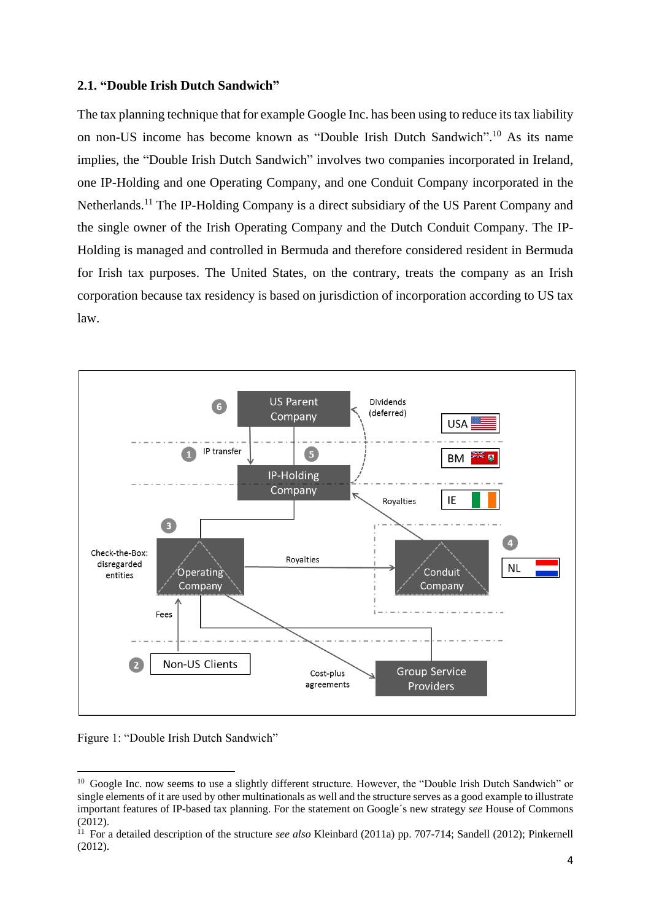## 2.1. "Double Irish Dutch Sandwich"

The tax planning technique that for example Google Inc. has been using to reduce its tax liability on non-US income has become known as "Double Irish Dutch Sandwich".[10] As its name implies, the "Double Irish Dutch Sandwich" involves two companies incorporated in Ireland, one IP-Holding and one Operating Company, and one Conduit Company incorporated in the Netherlands.[11] The IP-Holding Company is a direct subsidiary of the US Parent Company and the single owner of the Irish Operating Company and the Dutch Conduit Company. The IP-Holding is managed and controlled in Bermuda and therefore considered resident in Bermuda for Irish tax purposes. The United States, on the contrary, treats the company as an Irish corporation because tax residency is based on jurisdiction of incorporation according to US tax law.

Figure 1: "Double Irish Dutch Sandwich"

---

[10] Google Inc. now seems to use a slightly different structure. However, the "Double Irish Dutch Sandwich" or single elements of it are used by other multinationals as well and the structure serves as a good example to illustrate important features of IP-based tax planning. For the statement on Google´s new strategy *see* House of Commons (2012).

[11] For a detailed description of the structure *see also* Kleinbard (2011a) pp. 707-714; Sandell (2012); Pinkernell (2012).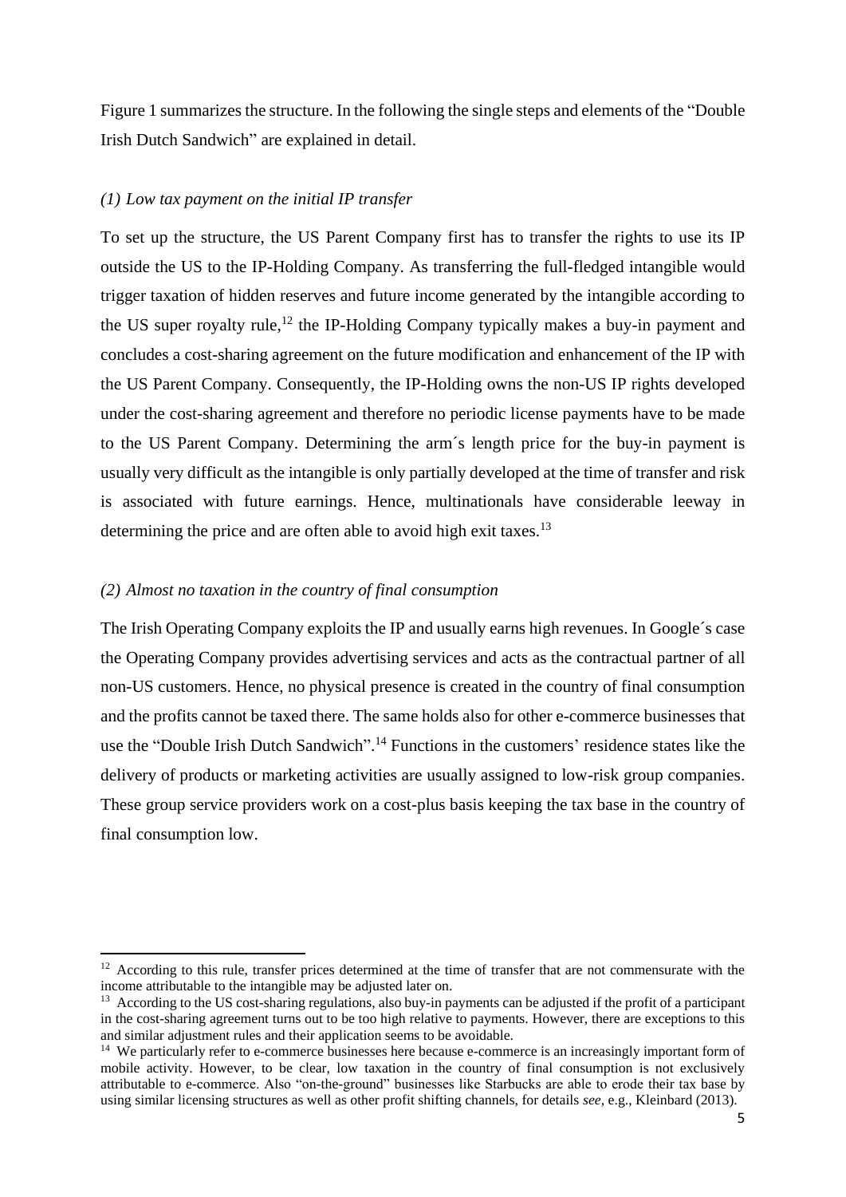Figure 1 summarizes the structure. In the following the single steps and elements of the "Double Irish Dutch Sandwich" are explained in detail.

*(1) Low tax payment on the initial IP transfer*

To set up the structure, the US Parent Company first has to transfer the rights to use its IP outside the US to the IP-Holding Company. As transferring the full-fledged intangible would trigger taxation of hidden reserves and future income generated by the intangible according to the US super royalty rule,[12] the IP-Holding Company typically makes a buy-in payment and concludes a cost-sharing agreement on the future modification and enhancement of the IP with the US Parent Company. Consequently, the IP-Holding owns the non-US IP rights developed under the cost-sharing agreement and therefore no periodic license payments have to be made to the US Parent Company. Determining the arm´s length price for the buy-in payment is usually very difficult as the intangible is only partially developed at the time of transfer and risk is associated with future earnings. Hence, multinationals have considerable leeway in determining the price and are often able to avoid high exit taxes.[13]

*(2) Almost no taxation in the country of final consumption*

The Irish Operating Company exploits the IP and usually earns high revenues. In Google´s case the Operating Company provides advertising services and acts as the contractual partner of all non-US customers. Hence, no physical presence is created in the country of final consumption and the profits cannot be taxed there. The same holds also for other e-commerce businesses that use the "Double Irish Dutch Sandwich".[14] Functions in the customers' residence states like the delivery of products or marketing activities are usually assigned to low-risk group companies. These group service providers work on a cost-plus basis keeping the tax base in the country of final consumption low.

---

[12] According to this rule, transfer prices determined at the time of transfer that are not commensurate with the income attributable to the intangible may be adjusted later on.

[13] According to the US cost-sharing regulations, also buy-in payments can be adjusted if the profit of a participant in the cost-sharing agreement turns out to be too high relative to payments. However, there are exceptions to this and similar adjustment rules and their application seems to be avoidable.

[14] We particularly refer to e-commerce businesses here because e-commerce is an increasingly important form of mobile activity. However, to be clear, low taxation in the country of final consumption is not exclusively attributable to e-commerce. Also "on-the-ground" businesses like Starbucks are able to erode their tax base by using similar licensing structures as well as other profit shifting channels, for details *see*, e.g., Kleinbard (2013).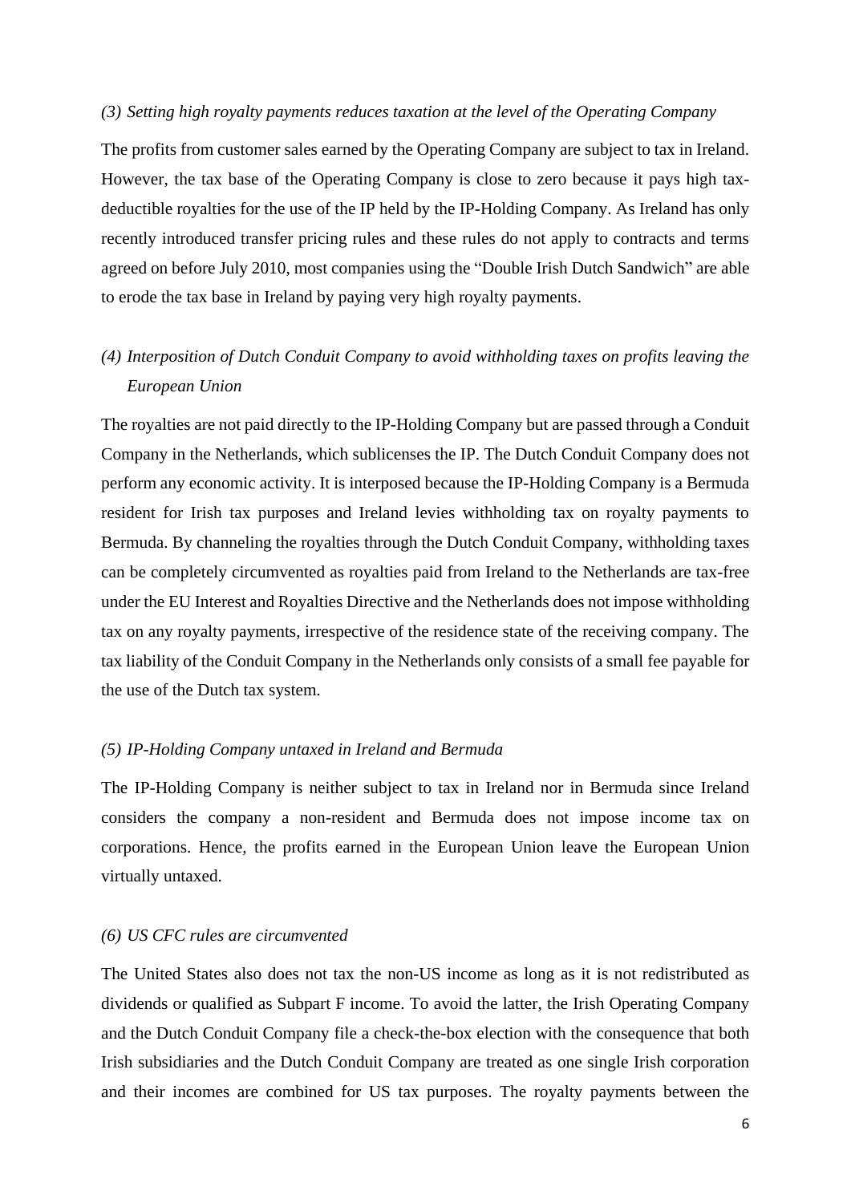*(3) Setting high royalty payments reduces taxation at the level of the Operating Company*

The profits from customer sales earned by the Operating Company are subject to tax in Ireland. However, the tax base of the Operating Company is close to zero because it pays high tax-deductible royalties for the use of the IP held by the IP-Holding Company. As Ireland has only recently introduced transfer pricing rules and these rules do not apply to contracts and terms agreed on before July 2010, most companies using the "Double Irish Dutch Sandwich" are able to erode the tax base in Ireland by paying very high royalty payments.

*(4) Interposition of Dutch Conduit Company to avoid withholding taxes on profits leaving the European Union*

The royalties are not paid directly to the IP-Holding Company but are passed through a Conduit Company in the Netherlands, which sublicenses the IP. The Dutch Conduit Company does not perform any economic activity. It is interposed because the IP-Holding Company is a Bermuda resident for Irish tax purposes and Ireland levies withholding tax on royalty payments to Bermuda. By channeling the royalties through the Dutch Conduit Company, withholding taxes can be completely circumvented as royalties paid from Ireland to the Netherlands are tax-free under the EU Interest and Royalties Directive and the Netherlands does not impose withholding tax on any royalty payments, irrespective of the residence state of the receiving company. The tax liability of the Conduit Company in the Netherlands only consists of a small fee payable for the use of the Dutch tax system.

*(5) IP-Holding Company untaxed in Ireland and Bermuda*

The IP-Holding Company is neither subject to tax in Ireland nor in Bermuda since Ireland considers the company a non-resident and Bermuda does not impose income tax on corporations. Hence, the profits earned in the European Union leave the European Union virtually untaxed.

*(6) US CFC rules are circumvented*

The United States also does not tax the non-US income as long as it is not redistributed as dividends or qualified as Subpart F income. To avoid the latter, the Irish Operating Company and the Dutch Conduit Company file a check-the-box election with the consequence that both Irish subsidiaries and the Dutch Conduit Company are treated as one single Irish corporation and their incomes are combined for US tax purposes. The royalty payments between the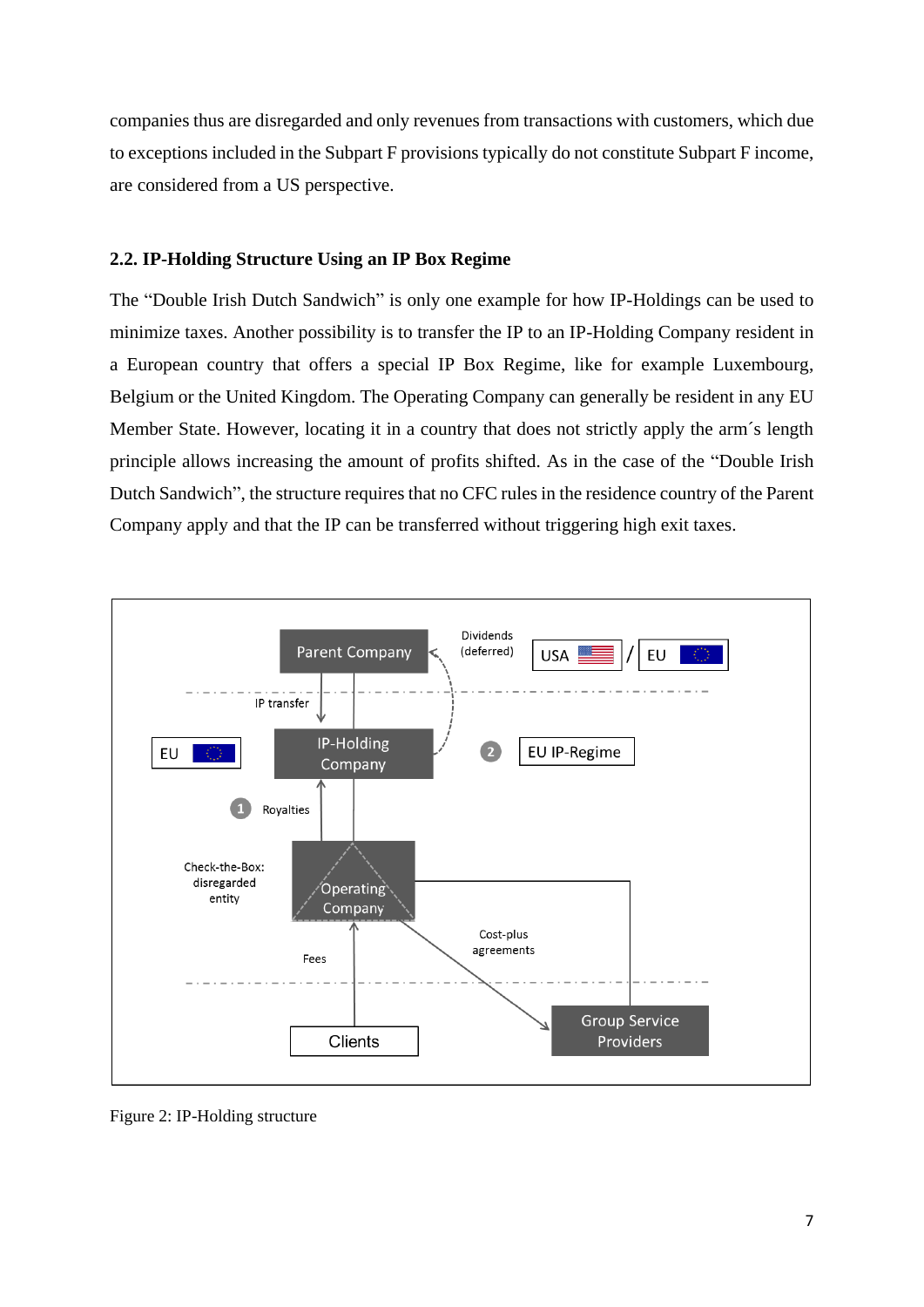companies thus are disregarded and only revenues from transactions with customers, which due to exceptions included in the Subpart F provisions typically do not constitute Subpart F income, are considered from a US perspective.

### 2.2. IP-Holding Structure Using an IP Box Regime

The "Double Irish Dutch Sandwich" is only one example for how IP-Holdings can be used to minimize taxes. Another possibility is to transfer the IP to an IP-Holding Company resident in a European country that offers a special IP Box Regime, like for example Luxembourg, Belgium or the United Kingdom. The Operating Company can generally be resident in any EU Member State. However, locating it in a country that does not strictly apply the arm´s length principle allows increasing the amount of profits shifted. As in the case of the "Double Irish Dutch Sandwich", the structure requires that no CFC rules in the residence country of the Parent Company apply and that the IP can be transferred without triggering high exit taxes.

Figure 2: IP-Holding structure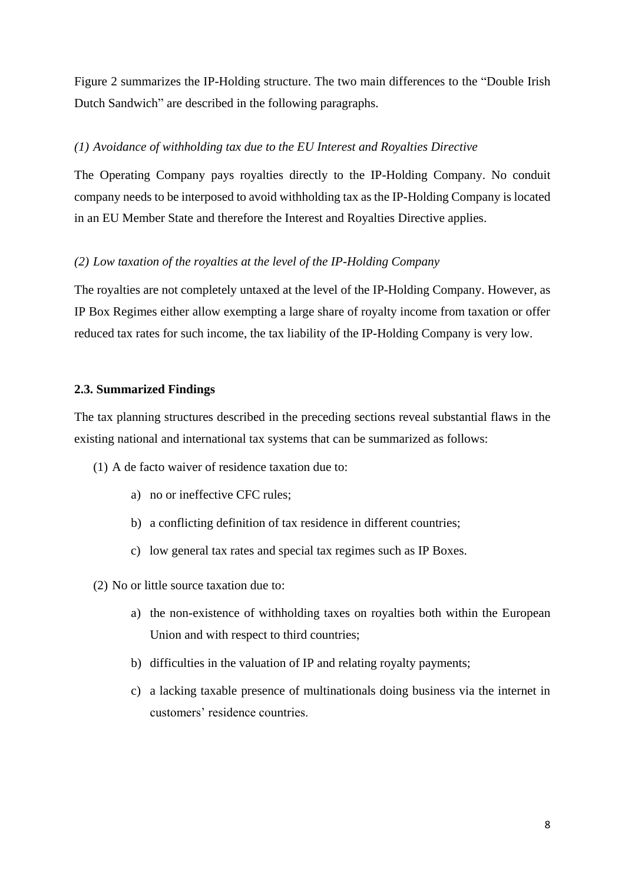Figure 2 summarizes the IP-Holding structure. The two main differences to the "Double Irish Dutch Sandwich" are described in the following paragraphs.

*(1) Avoidance of withholding tax due to the EU Interest and Royalties Directive*

The Operating Company pays royalties directly to the IP-Holding Company. No conduit company needs to be interposed to avoid withholding tax as the IP-Holding Company is located in an EU Member State and therefore the Interest and Royalties Directive applies.

*(2) Low taxation of the royalties at the level of the IP-Holding Company*

The royalties are not completely untaxed at the level of the IP-Holding Company. However, as IP Box Regimes either allow exempting a large share of royalty income from taxation or offer reduced tax rates for such income, the tax liability of the IP-Holding Company is very low.

### 2.3. Summarized Findings

The tax planning structures described in the preceding sections reveal substantial flaws in the existing national and international tax systems that can be summarized as follows:

(1) A de facto waiver of residence taxation due to:

- a) no or ineffective CFC rules;
- b) a conflicting definition of tax residence in different countries;
- c) low general tax rates and special tax regimes such as IP Boxes.

(2) No or little source taxation due to:

- a) the non-existence of withholding taxes on royalties both within the European Union and with respect to third countries;
- b) difficulties in the valuation of IP and relating royalty payments;
- c) a lacking taxable presence of multinationals doing business via the internet in customers' residence countries.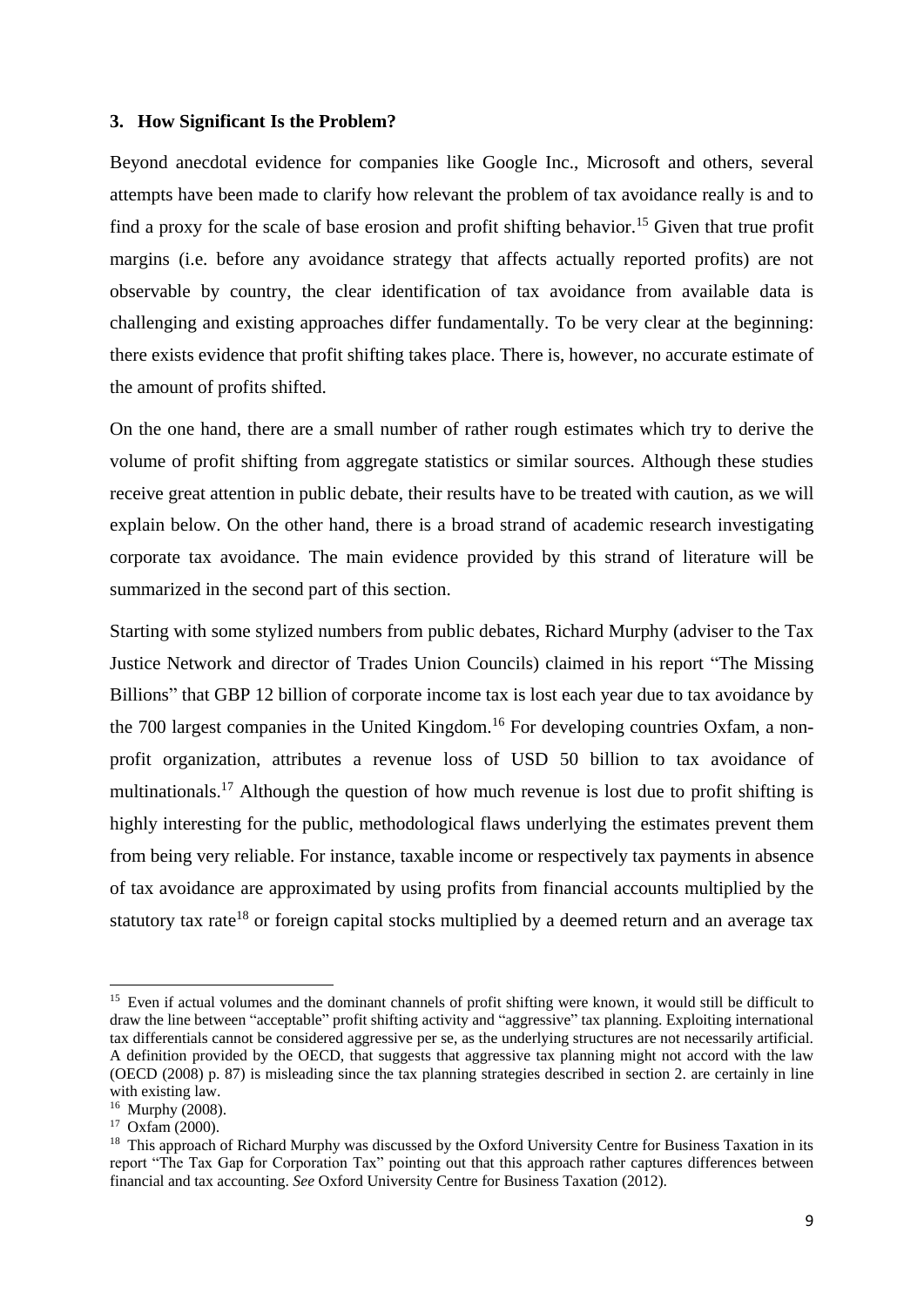### 3. How Significant Is the Problem?

Beyond anecdotal evidence for companies like Google Inc., Microsoft and others, several attempts have been made to clarify how relevant the problem of tax avoidance really is and to find a proxy for the scale of base erosion and profit shifting behavior.[15] Given that true profit margins (i.e. before any avoidance strategy that affects actually reported profits) are not observable by country, the clear identification of tax avoidance from available data is challenging and existing approaches differ fundamentally. To be very clear at the beginning: there exists evidence that profit shifting takes place. There is, however, no accurate estimate of the amount of profits shifted.

On the one hand, there are a small number of rather rough estimates which try to derive the volume of profit shifting from aggregate statistics or similar sources. Although these studies receive great attention in public debate, their results have to be treated with caution, as we will explain below. On the other hand, there is a broad strand of academic research investigating corporate tax avoidance. The main evidence provided by this strand of literature will be summarized in the second part of this section.

Starting with some stylized numbers from public debates, Richard Murphy (adviser to the Tax Justice Network and director of Trades Union Councils) claimed in his report "The Missing Billions" that GBP 12 billion of corporate income tax is lost each year due to tax avoidance by the 700 largest companies in the United Kingdom.[16] For developing countries Oxfam, a non-profit organization, attributes a revenue loss of USD 50 billion to tax avoidance of multinationals.[17] Although the question of how much revenue is lost due to profit shifting is highly interesting for the public, methodological flaws underlying the estimates prevent them from being very reliable. For instance, taxable income or respectively tax payments in absence of tax avoidance are approximated by using profits from financial accounts multiplied by the statutory tax rate[18] or foreign capital stocks multiplied by a deemed return and an average tax

---

[15] Even if actual volumes and the dominant channels of profit shifting were known, it would still be difficult to draw the line between "acceptable" profit shifting activity and "aggressive" tax planning. Exploiting international tax differentials cannot be considered aggressive per se, as the underlying structures are not necessarily artificial. A definition provided by the OECD, that suggests that aggressive tax planning might not accord with the law (OECD (2008) p. 87) is misleading since the tax planning strategies described in section 2. are certainly in line with existing law.

[16] Murphy (2008).

[17] Oxfam (2000).

[18] This approach of Richard Murphy was discussed by the Oxford University Centre for Business Taxation in its report "The Tax Gap for Corporation Tax" pointing out that this approach rather captures differences between financial and tax accounting. *See* Oxford University Centre for Business Taxation (2012).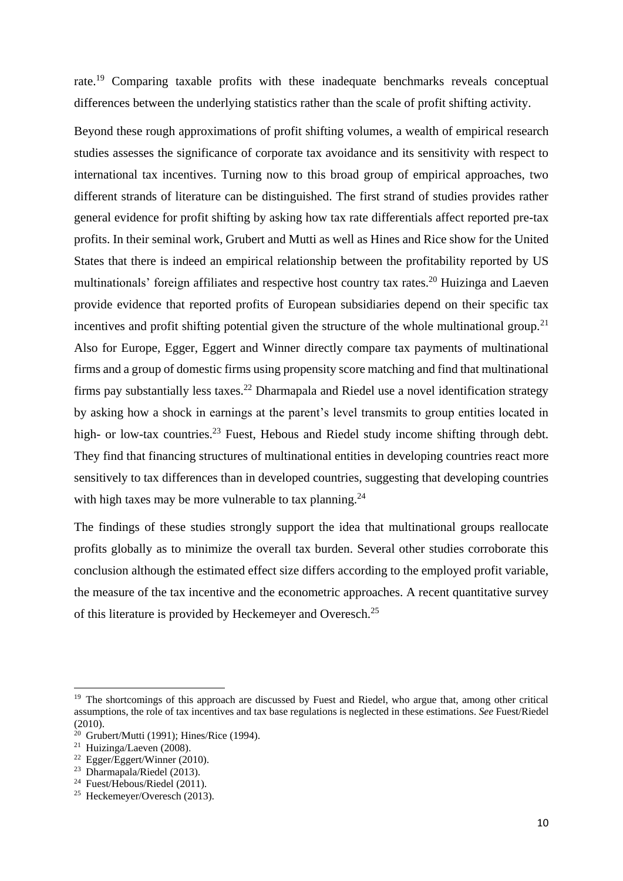rate.[19] Comparing taxable profits with these inadequate benchmarks reveals conceptual differences between the underlying statistics rather than the scale of profit shifting activity.

Beyond these rough approximations of profit shifting volumes, a wealth of empirical research studies assesses the significance of corporate tax avoidance and its sensitivity with respect to international tax incentives. Turning now to this broad group of empirical approaches, two different strands of literature can be distinguished. The first strand of studies provides rather general evidence for profit shifting by asking how tax rate differentials affect reported pre-tax profits. In their seminal work, Grubert and Mutti as well as Hines and Rice show for the United States that there is indeed an empirical relationship between the profitability reported by US multinationals' foreign affiliates and respective host country tax rates.[20] Huizinga and Laeven provide evidence that reported profits of European subsidiaries depend on their specific tax incentives and profit shifting potential given the structure of the whole multinational group.[21] Also for Europe, Egger, Eggert and Winner directly compare tax payments of multinational firms and a group of domestic firms using propensity score matching and find that multinational firms pay substantially less taxes.[22] Dharmapala and Riedel use a novel identification strategy by asking how a shock in earnings at the parent's level transmits to group entities located in high- or low-tax countries.[23] Fuest, Hebous and Riedel study income shifting through debt. They find that financing structures of multinational entities in developing countries react more sensitively to tax differences than in developed countries, suggesting that developing countries with high taxes may be more vulnerable to tax planning.[24]

The findings of these studies strongly support the idea that multinational groups reallocate profits globally as to minimize the overall tax burden. Several other studies corroborate this conclusion although the estimated effect size differs according to the employed profit variable, the measure of the tax incentive and the econometric approaches. A recent quantitative survey of this literature is provided by Heckemeyer and Overesch.[25]

---

[19] The shortcomings of this approach are discussed by Fuest and Riedel, who argue that, among other critical assumptions, the role of tax incentives and tax base regulations is neglected in these estimations. *See* Fuest/Riedel (2010).

[20] Grubert/Mutti (1991); Hines/Rice (1994).

[21] Huizinga/Laeven (2008).

[22] Egger/Eggert/Winner (2010).

[23] Dharmapala/Riedel (2013).

[24] Fuest/Hebous/Riedel (2011).

[25] Heckemeyer/Overesch (2013).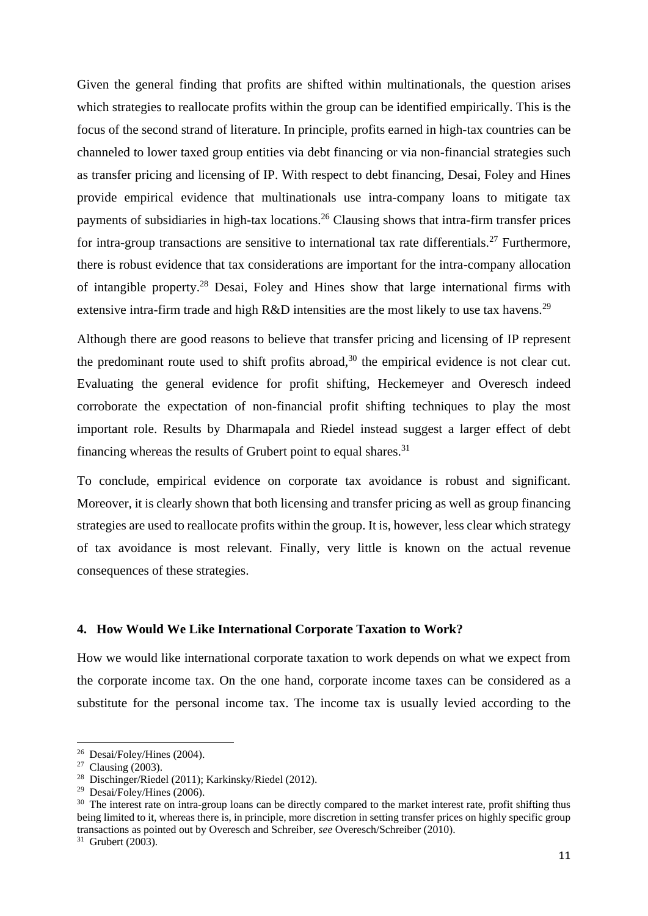Given the general finding that profits are shifted within multinationals, the question arises which strategies to reallocate profits within the group can be identified empirically. This is the focus of the second strand of literature. In principle, profits earned in high-tax countries can be channeled to lower taxed group entities via debt financing or via non-financial strategies such as transfer pricing and licensing of IP. With respect to debt financing, Desai, Foley and Hines provide empirical evidence that multinationals use intra-company loans to mitigate tax payments of subsidiaries in high-tax locations.[26] Clausing shows that intra-firm transfer prices for intra-group transactions are sensitive to international tax rate differentials.[27] Furthermore, there is robust evidence that tax considerations are important for the intra-company allocation of intangible property.[28] Desai, Foley and Hines show that large international firms with extensive intra-firm trade and high R&D intensities are the most likely to use tax havens.[29]

Although there are good reasons to believe that transfer pricing and licensing of IP represent the predominant route used to shift profits abroad,[30] the empirical evidence is not clear cut. Evaluating the general evidence for profit shifting, Heckemeyer and Overesch indeed corroborate the expectation of non-financial profit shifting techniques to play the most important role. Results by Dharmapala and Riedel instead suggest a larger effect of debt financing whereas the results of Grubert point to equal shares.[31]

To conclude, empirical evidence on corporate tax avoidance is robust and significant. Moreover, it is clearly shown that both licensing and transfer pricing as well as group financing strategies are used to reallocate profits within the group. It is, however, less clear which strategy of tax avoidance is most relevant. Finally, very little is known on the actual revenue consequences of these strategies.

## 4. How Would We Like International Corporate Taxation to Work?

How we would like international corporate taxation to work depends on what we expect from the corporate income tax. On the one hand, corporate income taxes can be considered as a substitute for the personal income tax. The income tax is usually levied according to the

---

[26] Desai/Foley/Hines (2004).

[27] Clausing (2003).

[28] Dischinger/Riedel (2011); Karkinsky/Riedel (2012).

[29] Desai/Foley/Hines (2006).

[30] The interest rate on intra-group loans can be directly compared to the market interest rate, profit shifting thus being limited to it, whereas there is, in principle, more discretion in setting transfer prices on highly specific group transactions as pointed out by Overesch and Schreiber, *see* Overesch/Schreiber (2010).

[31] Grubert (2003).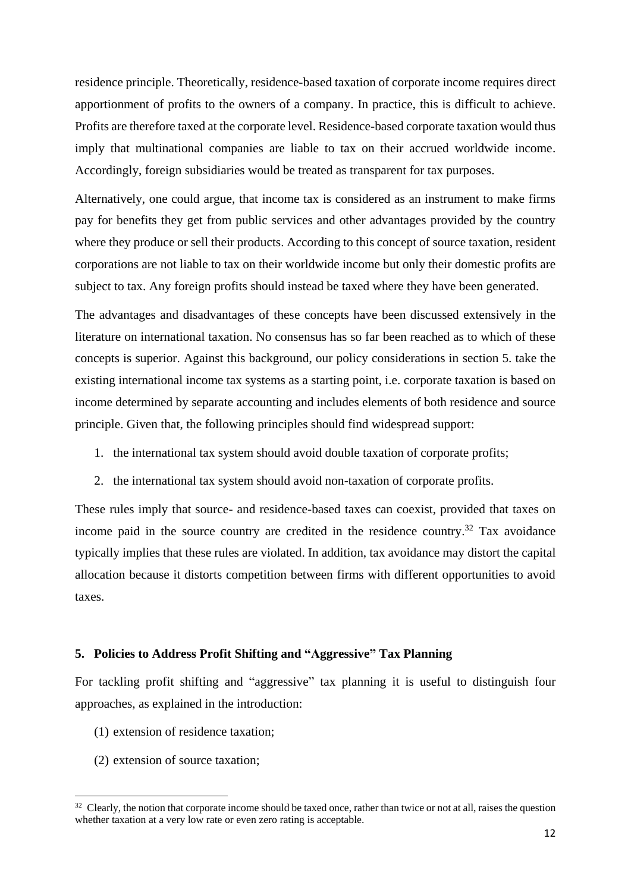residence principle. Theoretically, residence-based taxation of corporate income requires direct apportionment of profits to the owners of a company. In practice, this is difficult to achieve. Profits are therefore taxed at the corporate level. Residence-based corporate taxation would thus imply that multinational companies are liable to tax on their accrued worldwide income. Accordingly, foreign subsidiaries would be treated as transparent for tax purposes.

Alternatively, one could argue, that income tax is considered as an instrument to make firms pay for benefits they get from public services and other advantages provided by the country where they produce or sell their products. According to this concept of source taxation, resident corporations are not liable to tax on their worldwide income but only their domestic profits are subject to tax. Any foreign profits should instead be taxed where they have been generated.

The advantages and disadvantages of these concepts have been discussed extensively in the literature on international taxation. No consensus has so far been reached as to which of these concepts is superior. Against this background, our policy considerations in section 5. take the existing international income tax systems as a starting point, i.e. corporate taxation is based on income determined by separate accounting and includes elements of both residence and source principle. Given that, the following principles should find widespread support:

1. the international tax system should avoid double taxation of corporate profits;
2. the international tax system should avoid non-taxation of corporate profits.

These rules imply that source- and residence-based taxes can coexist, provided that taxes on income paid in the source country are credited in the residence country.[32] Tax avoidance typically implies that these rules are violated. In addition, tax avoidance may distort the capital allocation because it distorts competition between firms with different opportunities to avoid taxes.

## 5. Policies to Address Profit Shifting and "Aggressive" Tax Planning

For tackling profit shifting and "aggressive" tax planning it is useful to distinguish four approaches, as explained in the introduction:

(1) extension of residence taxation;

(2) extension of source taxation;

[32] Clearly, the notion that corporate income should be taxed once, rather than twice or not at all, raises the question whether taxation at a very low rate or even zero rating is acceptable.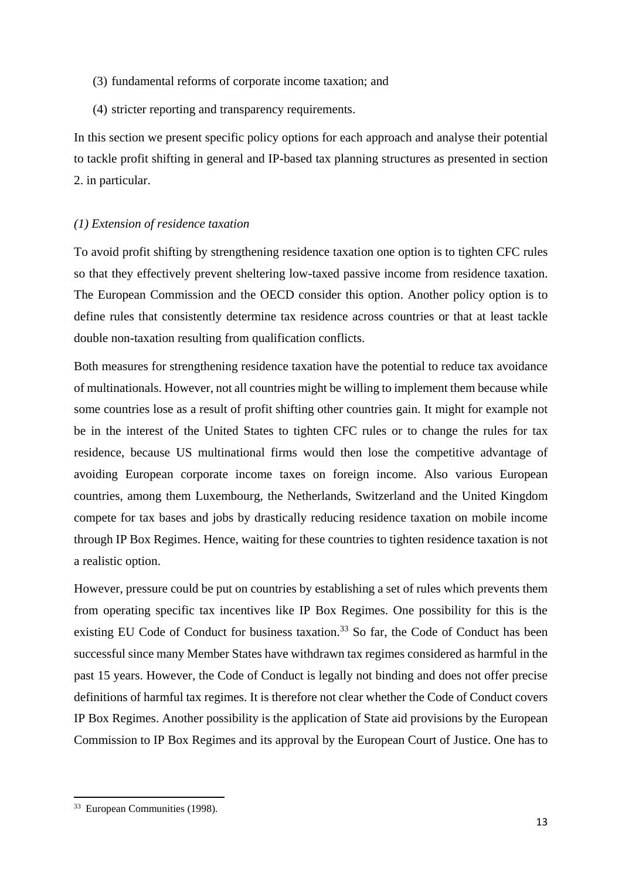(3) fundamental reforms of corporate income taxation; and

(4) stricter reporting and transparency requirements.

In this section we present specific policy options for each approach and analyse their potential to tackle profit shifting in general and IP-based tax planning structures as presented in section 2. in particular.

*(1) Extension of residence taxation*

To avoid profit shifting by strengthening residence taxation one option is to tighten CFC rules so that they effectively prevent sheltering low-taxed passive income from residence taxation. The European Commission and the OECD consider this option. Another policy option is to define rules that consistently determine tax residence across countries or that at least tackle double non-taxation resulting from qualification conflicts.

Both measures for strengthening residence taxation have the potential to reduce tax avoidance of multinationals. However, not all countries might be willing to implement them because while some countries lose as a result of profit shifting other countries gain. It might for example not be in the interest of the United States to tighten CFC rules or to change the rules for tax residence, because US multinational firms would then lose the competitive advantage of avoiding European corporate income taxes on foreign income. Also various European countries, among them Luxembourg, the Netherlands, Switzerland and the United Kingdom compete for tax bases and jobs by drastically reducing residence taxation on mobile income through IP Box Regimes. Hence, waiting for these countries to tighten residence taxation is not a realistic option.

However, pressure could be put on countries by establishing a set of rules which prevents them from operating specific tax incentives like IP Box Regimes. One possibility for this is the existing EU Code of Conduct for business taxation.[33] So far, the Code of Conduct has been successful since many Member States have withdrawn tax regimes considered as harmful in the past 15 years. However, the Code of Conduct is legally not binding and does not offer precise definitions of harmful tax regimes. It is therefore not clear whether the Code of Conduct covers IP Box Regimes. Another possibility is the application of State aid provisions by the European Commission to IP Box Regimes and its approval by the European Court of Justice. One has to

[33] European Communities (1998).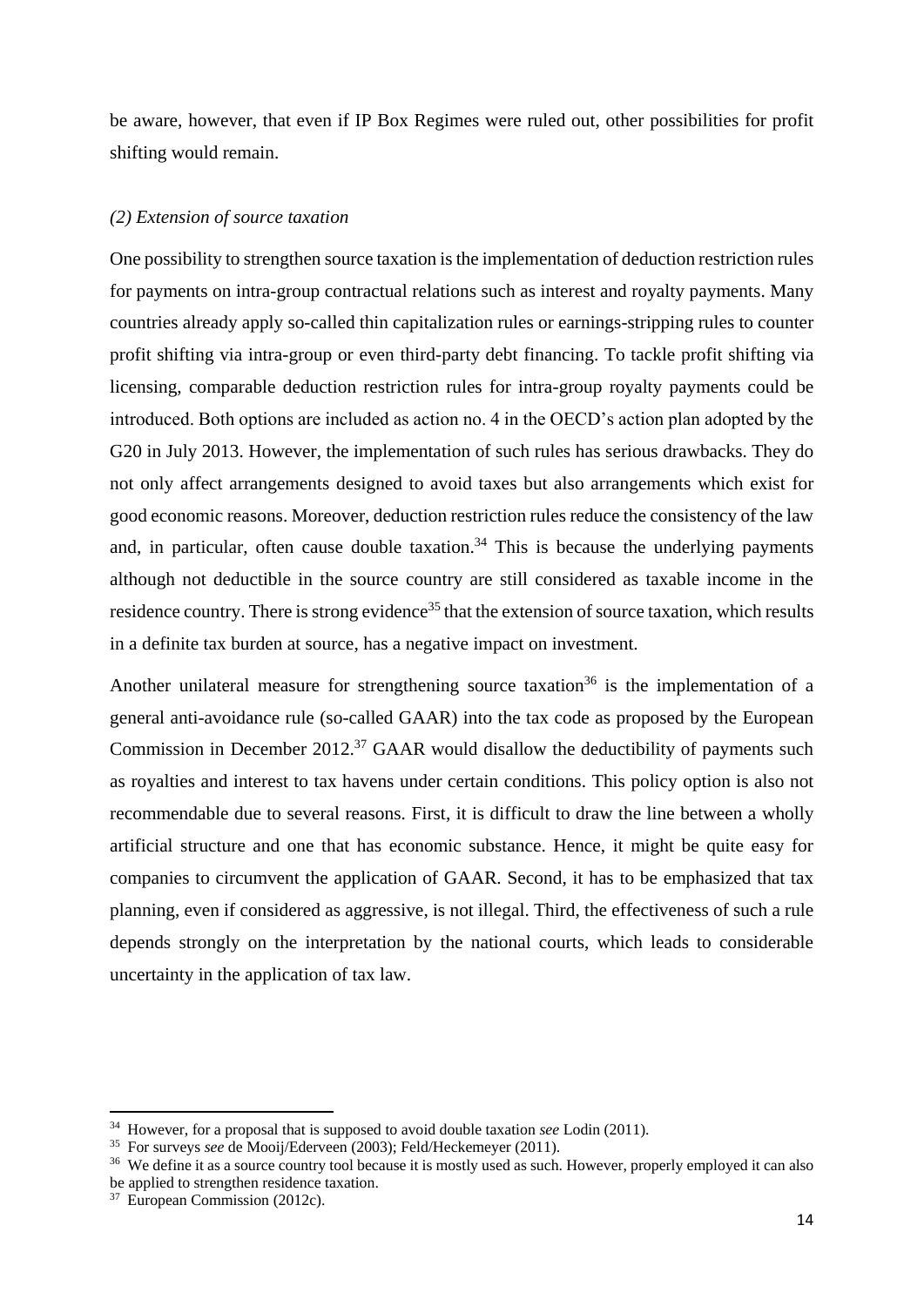be aware, however, that even if IP Box Regimes were ruled out, other possibilities for profit shifting would remain.

*(2) Extension of source taxation*

One possibility to strengthen source taxation is the implementation of deduction restriction rules for payments on intra-group contractual relations such as interest and royalty payments. Many countries already apply so-called thin capitalization rules or earnings-stripping rules to counter profit shifting via intra-group or even third-party debt financing. To tackle profit shifting via licensing, comparable deduction restriction rules for intra-group royalty payments could be introduced. Both options are included as action no. 4 in the OECD's action plan adopted by the G20 in July 2013. However, the implementation of such rules has serious drawbacks. They do not only affect arrangements designed to avoid taxes but also arrangements which exist for good economic reasons. Moreover, deduction restriction rules reduce the consistency of the law and, in particular, often cause double taxation.[34] This is because the underlying payments although not deductible in the source country are still considered as taxable income in the residence country. There is strong evidence[35] that the extension of source taxation, which results in a definite tax burden at source, has a negative impact on investment.

Another unilateral measure for strengthening source taxation[36] is the implementation of a general anti-avoidance rule (so-called GAAR) into the tax code as proposed by the European Commission in December 2012.[37] GAAR would disallow the deductibility of payments such as royalties and interest to tax havens under certain conditions. This policy option is also not recommendable due to several reasons. First, it is difficult to draw the line between a wholly artificial structure and one that has economic substance. Hence, it might be quite easy for companies to circumvent the application of GAAR. Second, it has to be emphasized that tax planning, even if considered as aggressive, is not illegal. Third, the effectiveness of such a rule depends strongly on the interpretation by the national courts, which leads to considerable uncertainty in the application of tax law.

---

[34] However, for a proposal that is supposed to avoid double taxation *see* Lodin (2011).

[35] For surveys *see* de Mooij/Ederveen (2003); Feld/Heckemeyer (2011).

[36] We define it as a source country tool because it is mostly used as such. However, properly employed it can also be applied to strengthen residence taxation.

[37] European Commission (2012c).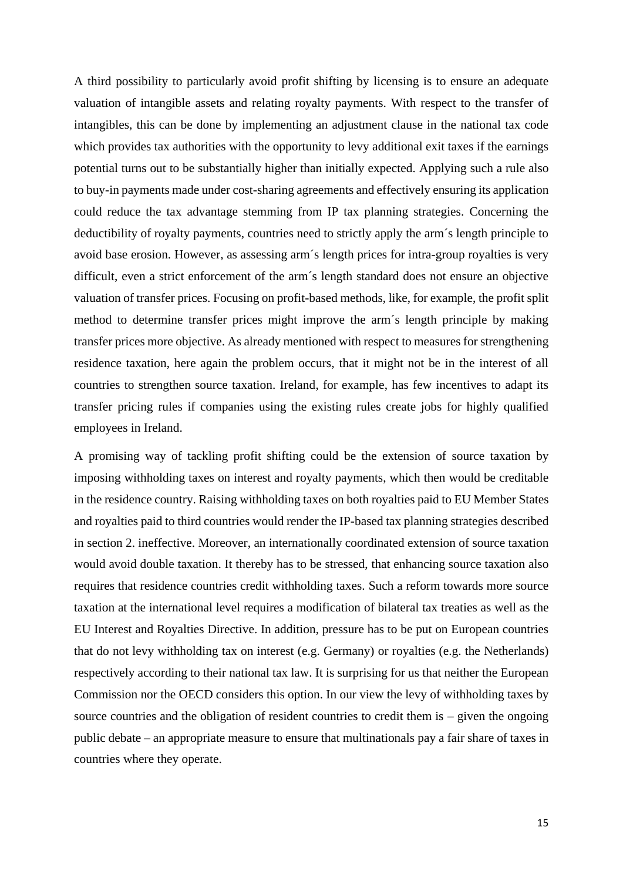A third possibility to particularly avoid profit shifting by licensing is to ensure an adequate valuation of intangible assets and relating royalty payments. With respect to the transfer of intangibles, this can be done by implementing an adjustment clause in the national tax code which provides tax authorities with the opportunity to levy additional exit taxes if the earnings potential turns out to be substantially higher than initially expected. Applying such a rule also to buy-in payments made under cost-sharing agreements and effectively ensuring its application could reduce the tax advantage stemming from IP tax planning strategies. Concerning the deductibility of royalty payments, countries need to strictly apply the arm´s length principle to avoid base erosion. However, as assessing arm´s length prices for intra-group royalties is very difficult, even a strict enforcement of the arm´s length standard does not ensure an objective valuation of transfer prices. Focusing on profit-based methods, like, for example, the profit split method to determine transfer prices might improve the arm´s length principle by making transfer prices more objective. As already mentioned with respect to measures for strengthening residence taxation, here again the problem occurs, that it might not be in the interest of all countries to strengthen source taxation. Ireland, for example, has few incentives to adapt its transfer pricing rules if companies using the existing rules create jobs for highly qualified employees in Ireland.

A promising way of tackling profit shifting could be the extension of source taxation by imposing withholding taxes on interest and royalty payments, which then would be creditable in the residence country. Raising withholding taxes on both royalties paid to EU Member States and royalties paid to third countries would render the IP-based tax planning strategies described in section 2. ineffective. Moreover, an internationally coordinated extension of source taxation would avoid double taxation. It thereby has to be stressed, that enhancing source taxation also requires that residence countries credit withholding taxes. Such a reform towards more source taxation at the international level requires a modification of bilateral tax treaties as well as the EU Interest and Royalties Directive. In addition, pressure has to be put on European countries that do not levy withholding tax on interest (e.g. Germany) or royalties (e.g. the Netherlands) respectively according to their national tax law. It is surprising for us that neither the European Commission nor the OECD considers this option. In our view the levy of withholding taxes by source countries and the obligation of resident countries to credit them is – given the ongoing public debate – an appropriate measure to ensure that multinationals pay a fair share of taxes in countries where they operate.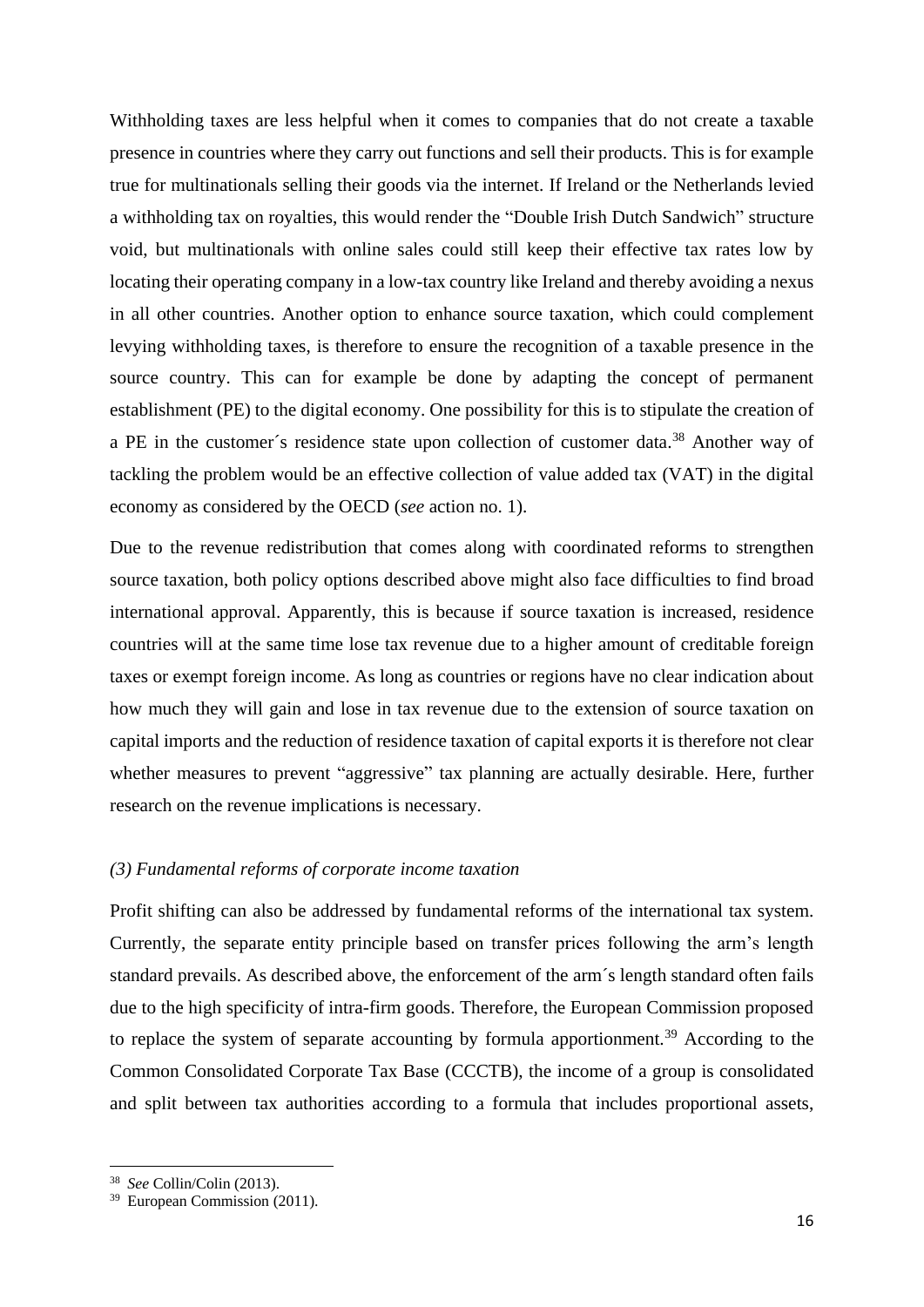Withholding taxes are less helpful when it comes to companies that do not create a taxable presence in countries where they carry out functions and sell their products. This is for example true for multinationals selling their goods via the internet. If Ireland or the Netherlands levied a withholding tax on royalties, this would render the "Double Irish Dutch Sandwich" structure void, but multinationals with online sales could still keep their effective tax rates low by locating their operating company in a low-tax country like Ireland and thereby avoiding a nexus in all other countries. Another option to enhance source taxation, which could complement levying withholding taxes, is therefore to ensure the recognition of a taxable presence in the source country. This can for example be done by adapting the concept of permanent establishment (PE) to the digital economy. One possibility for this is to stipulate the creation of a PE in the customer´s residence state upon collection of customer data.[38] Another way of tackling the problem would be an effective collection of value added tax (VAT) in the digital economy as considered by the OECD (*see* action no. 1).

Due to the revenue redistribution that comes along with coordinated reforms to strengthen source taxation, both policy options described above might also face difficulties to find broad international approval. Apparently, this is because if source taxation is increased, residence countries will at the same time lose tax revenue due to a higher amount of creditable foreign taxes or exempt foreign income. As long as countries or regions have no clear indication about how much they will gain and lose in tax revenue due to the extension of source taxation on capital imports and the reduction of residence taxation of capital exports it is therefore not clear whether measures to prevent "aggressive" tax planning are actually desirable. Here, further research on the revenue implications is necessary.

*(3) Fundamental reforms of corporate income taxation*

Profit shifting can also be addressed by fundamental reforms of the international tax system. Currently, the separate entity principle based on transfer prices following the arm's length standard prevails. As described above, the enforcement of the arm´s length standard often fails due to the high specificity of intra-firm goods. Therefore, the European Commission proposed to replace the system of separate accounting by formula apportionment.[39] According to the Common Consolidated Corporate Tax Base (CCCTB), the income of a group is consolidated and split between tax authorities according to a formula that includes proportional assets,

[38] *See* Collin/Colin (2013).

[39] European Commission (2011).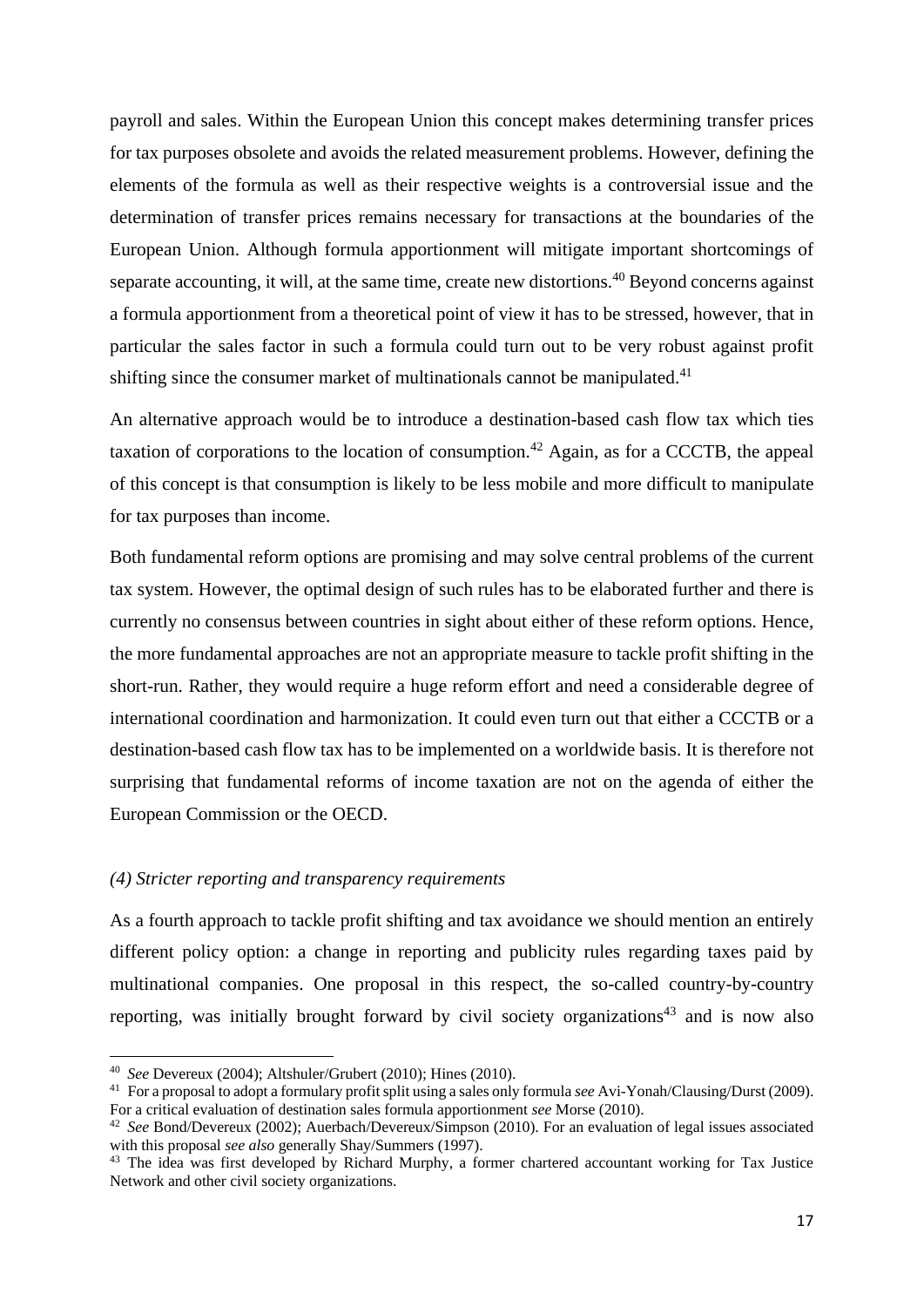payroll and sales. Within the European Union this concept makes determining transfer prices for tax purposes obsolete and avoids the related measurement problems. However, defining the elements of the formula as well as their respective weights is a controversial issue and the determination of transfer prices remains necessary for transactions at the boundaries of the European Union. Although formula apportionment will mitigate important shortcomings of separate accounting, it will, at the same time, create new distortions.[40] Beyond concerns against a formula apportionment from a theoretical point of view it has to be stressed, however, that in particular the sales factor in such a formula could turn out to be very robust against profit shifting since the consumer market of multinationals cannot be manipulated.[41]

An alternative approach would be to introduce a destination-based cash flow tax which ties taxation of corporations to the location of consumption.[42] Again, as for a CCCTB, the appeal of this concept is that consumption is likely to be less mobile and more difficult to manipulate for tax purposes than income.

Both fundamental reform options are promising and may solve central problems of the current tax system. However, the optimal design of such rules has to be elaborated further and there is currently no consensus between countries in sight about either of these reform options. Hence, the more fundamental approaches are not an appropriate measure to tackle profit shifting in the short-run. Rather, they would require a huge reform effort and need a considerable degree of international coordination and harmonization. It could even turn out that either a CCCTB or a destination-based cash flow tax has to be implemented on a worldwide basis. It is therefore not surprising that fundamental reforms of income taxation are not on the agenda of either the European Commission or the OECD.

*(4) Stricter reporting and transparency requirements*

As a fourth approach to tackle profit shifting and tax avoidance we should mention an entirely different policy option: a change in reporting and publicity rules regarding taxes paid by multinational companies. One proposal in this respect, the so-called country-by-country reporting, was initially brought forward by civil society organizations[43] and is now also

---

[40] *See* Devereux (2004); Altshuler/Grubert (2010); Hines (2010).

[41] For a proposal to adopt a formulary profit split using a sales only formula *see* Avi-Yonah/Clausing/Durst (2009). For a critical evaluation of destination sales formula apportionment *see* Morse (2010).

[42] *See* Bond/Devereux (2002); Auerbach/Devereux/Simpson (2010). For an evaluation of legal issues associated with this proposal *see also* generally Shay/Summers (1997).

[43] The idea was first developed by Richard Murphy, a former chartered accountant working for Tax Justice Network and other civil society organizations.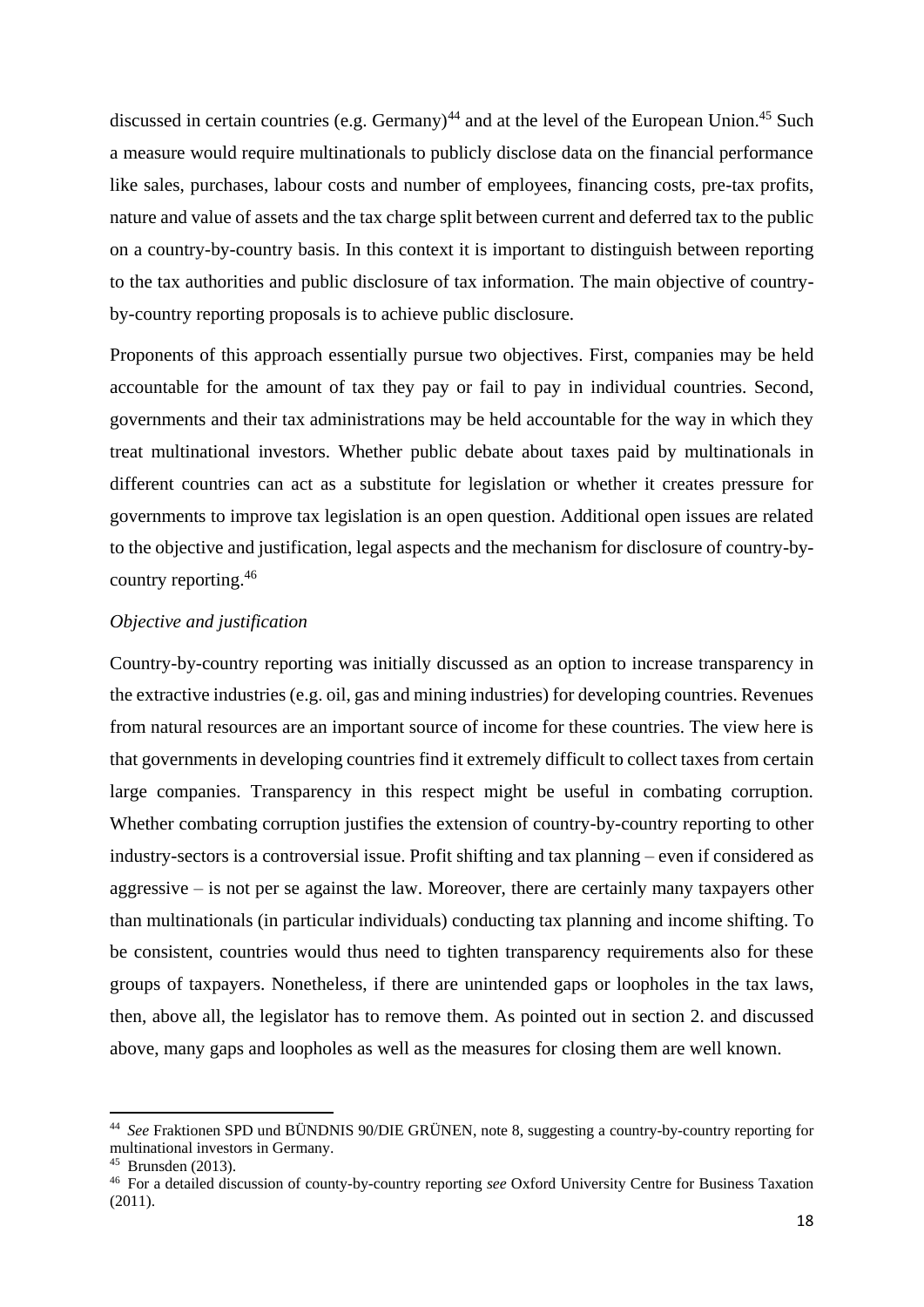discussed in certain countries (e.g. Germany)[44] and at the level of the European Union.[45] Such a measure would require multinationals to publicly disclose data on the financial performance like sales, purchases, labour costs and number of employees, financing costs, pre-tax profits, nature and value of assets and the tax charge split between current and deferred tax to the public on a country-by-country basis. In this context it is important to distinguish between reporting to the tax authorities and public disclosure of tax information. The main objective of country-by-country reporting proposals is to achieve public disclosure.

Proponents of this approach essentially pursue two objectives. First, companies may be held accountable for the amount of tax they pay or fail to pay in individual countries. Second, governments and their tax administrations may be held accountable for the way in which they treat multinational investors. Whether public debate about taxes paid by multinationals in different countries can act as a substitute for legislation or whether it creates pressure for governments to improve tax legislation is an open question. Additional open issues are related to the objective and justification, legal aspects and the mechanism for disclosure of country-by-country reporting.[46]

*Objective and justification*

Country-by-country reporting was initially discussed as an option to increase transparency in the extractive industries (e.g. oil, gas and mining industries) for developing countries. Revenues from natural resources are an important source of income for these countries. The view here is that governments in developing countries find it extremely difficult to collect taxes from certain large companies. Transparency in this respect might be useful in combating corruption. Whether combating corruption justifies the extension of country-by-country reporting to other industry-sectors is a controversial issue. Profit shifting and tax planning – even if considered as aggressive – is not per se against the law. Moreover, there are certainly many taxpayers other than multinationals (in particular individuals) conducting tax planning and income shifting. To be consistent, countries would thus need to tighten transparency requirements also for these groups of taxpayers. Nonetheless, if there are unintended gaps or loopholes in the tax laws, then, above all, the legislator has to remove them. As pointed out in section 2. and discussed above, many gaps and loopholes as well as the measures for closing them are well known.

---

[44] *See* Fraktionen SPD und BÜNDNIS 90/DIE GRÜNEN, note 8, suggesting a country-by-country reporting for multinational investors in Germany.

[45] Brunsden (2013).

[46] For a detailed discussion of county-by-country reporting *see* Oxford University Centre for Business Taxation (2011).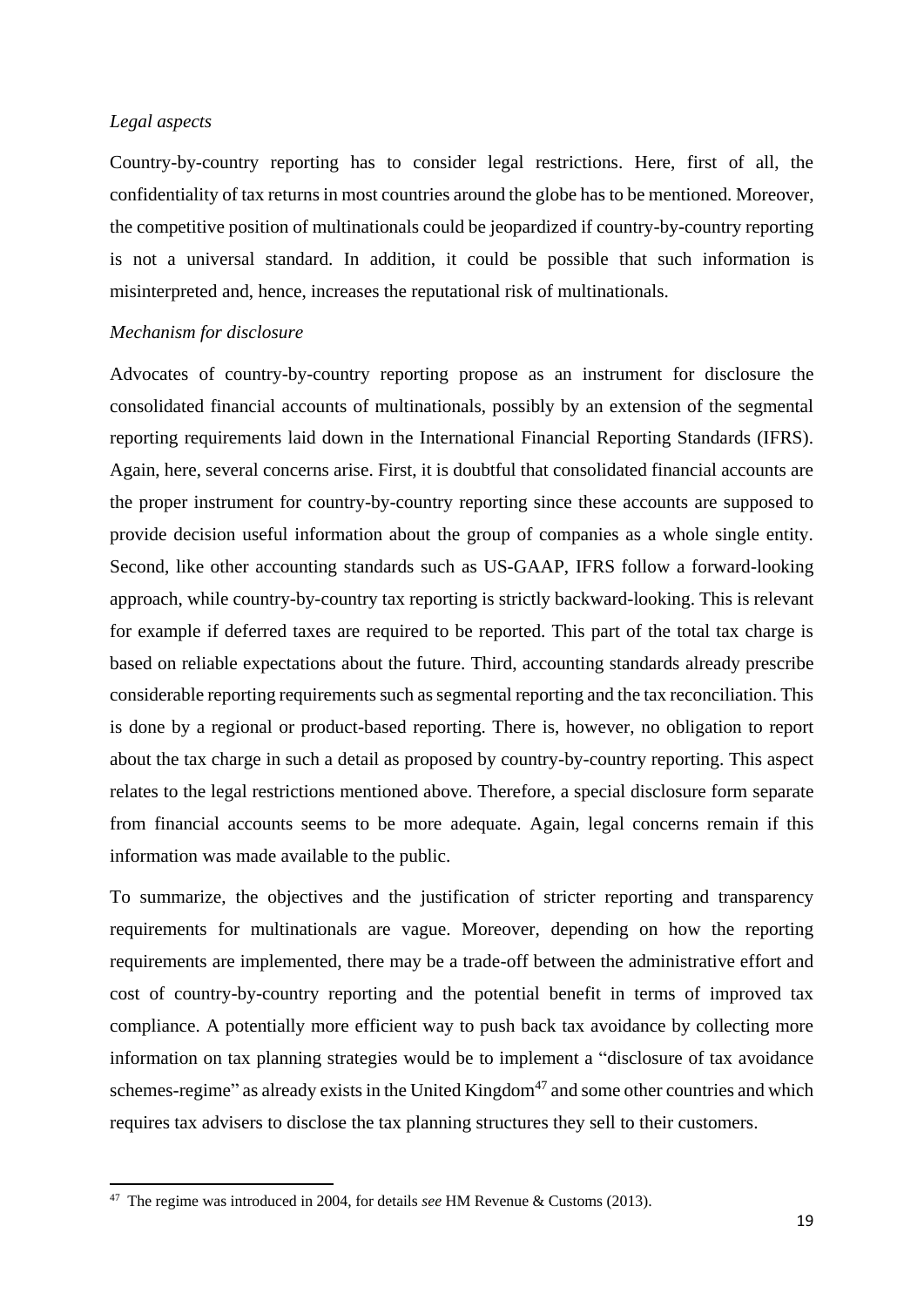*Legal aspects*

Country-by-country reporting has to consider legal restrictions. Here, first of all, the confidentiality of tax returns in most countries around the globe has to be mentioned. Moreover, the competitive position of multinationals could be jeopardized if country-by-country reporting is not a universal standard. In addition, it could be possible that such information is misinterpreted and, hence, increases the reputational risk of multinationals.

*Mechanism for disclosure*

Advocates of country-by-country reporting propose as an instrument for disclosure the consolidated financial accounts of multinationals, possibly by an extension of the segmental reporting requirements laid down in the International Financial Reporting Standards (IFRS). Again, here, several concerns arise. First, it is doubtful that consolidated financial accounts are the proper instrument for country-by-country reporting since these accounts are supposed to provide decision useful information about the group of companies as a whole single entity. Second, like other accounting standards such as US-GAAP, IFRS follow a forward-looking approach, while country-by-country tax reporting is strictly backward-looking. This is relevant for example if deferred taxes are required to be reported. This part of the total tax charge is based on reliable expectations about the future. Third, accounting standards already prescribe considerable reporting requirements such as segmental reporting and the tax reconciliation. This is done by a regional or product-based reporting. There is, however, no obligation to report about the tax charge in such a detail as proposed by country-by-country reporting. This aspect relates to the legal restrictions mentioned above. Therefore, a special disclosure form separate from financial accounts seems to be more adequate. Again, legal concerns remain if this information was made available to the public.

To summarize, the objectives and the justification of stricter reporting and transparency requirements for multinationals are vague. Moreover, depending on how the reporting requirements are implemented, there may be a trade-off between the administrative effort and cost of country-by-country reporting and the potential benefit in terms of improved tax compliance. A potentially more efficient way to push back tax avoidance by collecting more information on tax planning strategies would be to implement a "disclosure of tax avoidance schemes-regime" as already exists in the United Kingdom[47] and some other countries and which requires tax advisers to disclose the tax planning structures they sell to their customers.

[47] The regime was introduced in 2004, for details *see* HM Revenue & Customs (2013).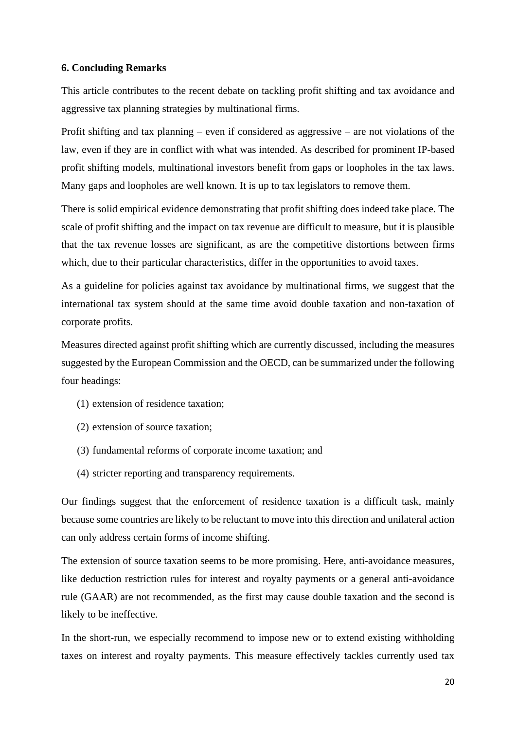### 6. Concluding Remarks

This article contributes to the recent debate on tackling profit shifting and tax avoidance and aggressive tax planning strategies by multinational firms.

Profit shifting and tax planning – even if considered as aggressive – are not violations of the law, even if they are in conflict with what was intended. As described for prominent IP-based profit shifting models, multinational investors benefit from gaps or loopholes in the tax laws. Many gaps and loopholes are well known. It is up to tax legislators to remove them.

There is solid empirical evidence demonstrating that profit shifting does indeed take place. The scale of profit shifting and the impact on tax revenue are difficult to measure, but it is plausible that the tax revenue losses are significant, as are the competitive distortions between firms which, due to their particular characteristics, differ in the opportunities to avoid taxes.

As a guideline for policies against tax avoidance by multinational firms, we suggest that the international tax system should at the same time avoid double taxation and non-taxation of corporate profits.

Measures directed against profit shifting which are currently discussed, including the measures suggested by the European Commission and the OECD, can be summarized under the following four headings:

(1) extension of residence taxation;

(2) extension of source taxation;

(3) fundamental reforms of corporate income taxation; and

(4) stricter reporting and transparency requirements.

Our findings suggest that the enforcement of residence taxation is a difficult task, mainly because some countries are likely to be reluctant to move into this direction and unilateral action can only address certain forms of income shifting.

The extension of source taxation seems to be more promising. Here, anti-avoidance measures, like deduction restriction rules for interest and royalty payments or a general anti-avoidance rule (GAAR) are not recommended, as the first may cause double taxation and the second is likely to be ineffective.

In the short-run, we especially recommend to impose new or to extend existing withholding taxes on interest and royalty payments. This measure effectively tackles currently used tax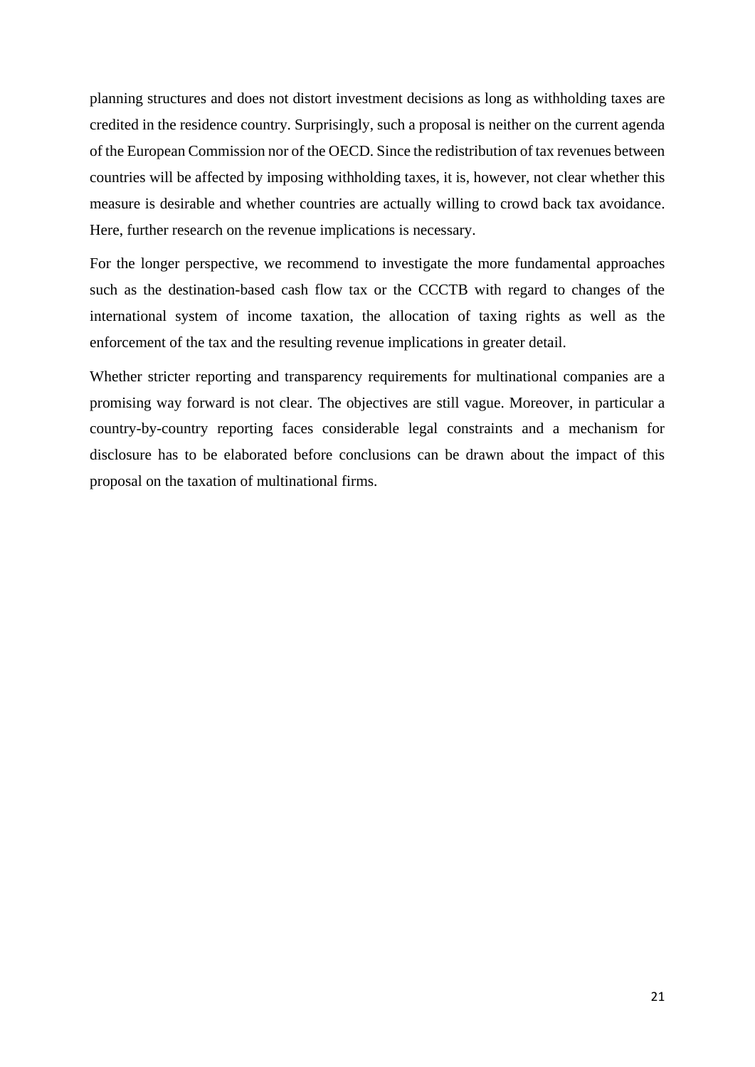planning structures and does not distort investment decisions as long as withholding taxes are credited in the residence country. Surprisingly, such a proposal is neither on the current agenda of the European Commission nor of the OECD. Since the redistribution of tax revenues between countries will be affected by imposing withholding taxes, it is, however, not clear whether this measure is desirable and whether countries are actually willing to crowd back tax avoidance. Here, further research on the revenue implications is necessary.

For the longer perspective, we recommend to investigate the more fundamental approaches such as the destination-based cash flow tax or the CCCTB with regard to changes of the international system of income taxation, the allocation of taxing rights as well as the enforcement of the tax and the resulting revenue implications in greater detail.

Whether stricter reporting and transparency requirements for multinational companies are a promising way forward is not clear. The objectives are still vague. Moreover, in particular a country-by-country reporting faces considerable legal constraints and a mechanism for disclosure has to be elaborated before conclusions can be drawn about the impact of this proposal on the taxation of multinational firms.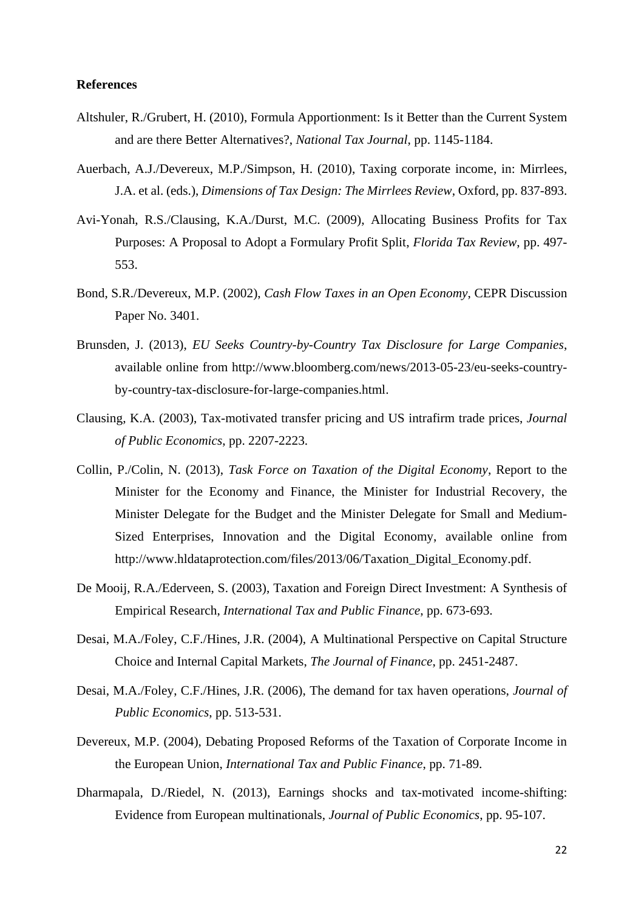**References**

Altshuler, R./Grubert, H. (2010), Formula Apportionment: Is it Better than the Current System and are there Better Alternatives?, *National Tax Journal*, pp. 1145-1184.

Auerbach, A.J./Devereux, M.P./Simpson, H. (2010), Taxing corporate income, in: Mirrlees, J.A. et al. (eds.), *Dimensions of Tax Design: The Mirrlees Review*, Oxford, pp. 837-893.

Avi-Yonah, R.S./Clausing, K.A./Durst, M.C. (2009), Allocating Business Profits for Tax Purposes: A Proposal to Adopt a Formulary Profit Split, *Florida Tax Review*, pp. 497-553.

Bond, S.R./Devereux, M.P. (2002), *Cash Flow Taxes in an Open Economy*, CEPR Discussion Paper No. 3401.

Brunsden, J. (2013), *EU Seeks Country-by-Country Tax Disclosure for Large Companies*, available online from http://www.bloomberg.com/news/2013-05-23/eu-seeks-country-by-country-tax-disclosure-for-large-companies.html.

Clausing, K.A. (2003), Tax-motivated transfer pricing and US intrafirm trade prices, *Journal of Public Economics*, pp. 2207-2223.

Collin, P./Colin, N. (2013), *Task Force on Taxation of the Digital Economy*, Report to the Minister for the Economy and Finance, the Minister for Industrial Recovery, the Minister Delegate for the Budget and the Minister Delegate for Small and Medium-Sized Enterprises, Innovation and the Digital Economy, available online from http://www.hldataprotection.com/files/2013/06/Taxation_Digital_Economy.pdf.

De Mooij, R.A./Ederveen, S. (2003), Taxation and Foreign Direct Investment: A Synthesis of Empirical Research, *International Tax and Public Finance*, pp. 673-693.

Desai, M.A./Foley, C.F./Hines, J.R. (2004), A Multinational Perspective on Capital Structure Choice and Internal Capital Markets, *The Journal of Finance*, pp. 2451-2487.

Desai, M.A./Foley, C.F./Hines, J.R. (2006), The demand for tax haven operations, *Journal of Public Economics*, pp. 513-531.

Devereux, M.P. (2004), Debating Proposed Reforms of the Taxation of Corporate Income in the European Union, *International Tax and Public Finance*, pp. 71-89.

Dharmapala, D./Riedel, N. (2013), Earnings shocks and tax-motivated income-shifting: Evidence from European multinationals, *Journal of Public Economics*, pp. 95-107.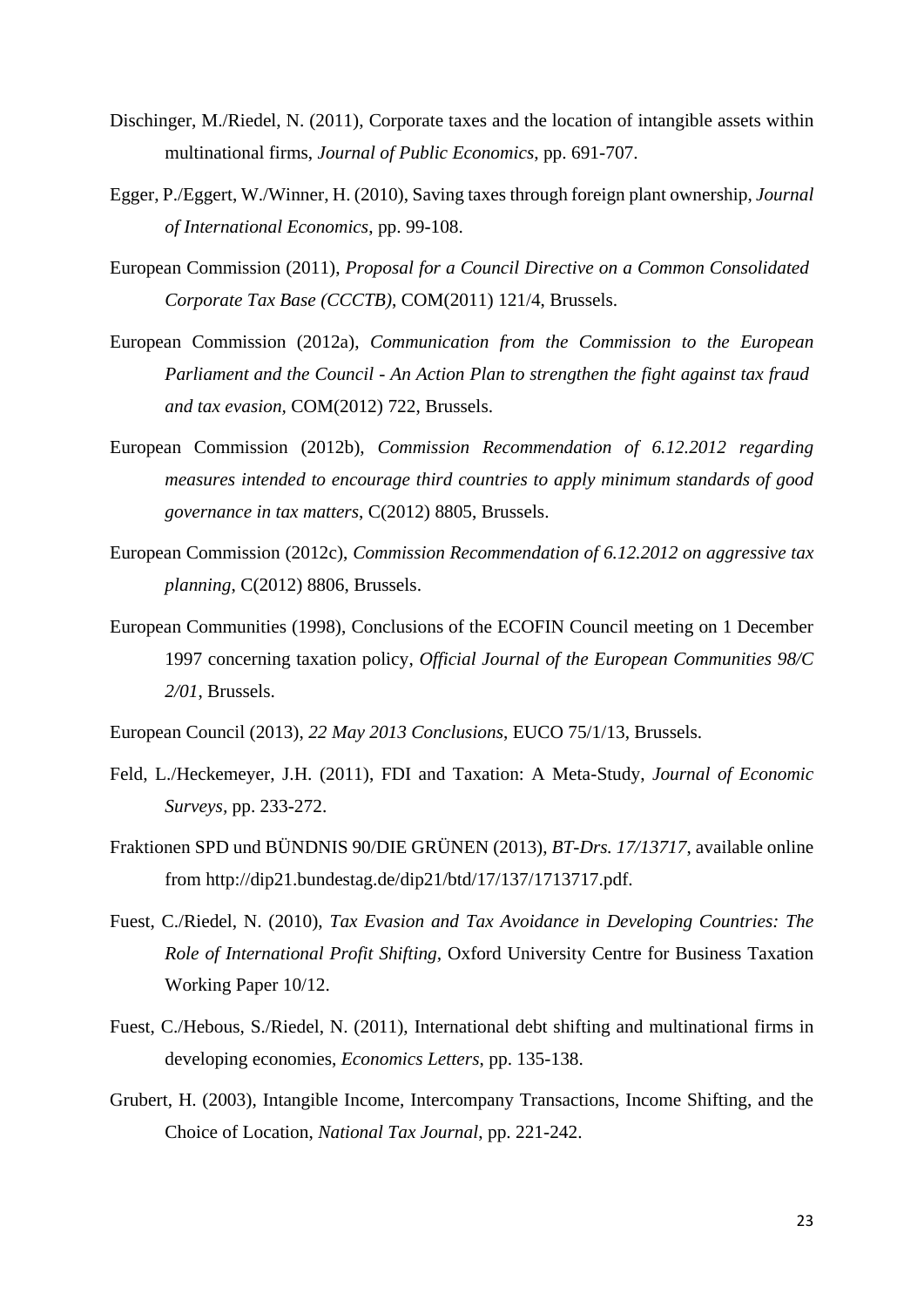Dischinger, M./Riedel, N. (2011), Corporate taxes and the location of intangible assets within multinational firms, *Journal of Public Economics*, pp. 691-707.

Egger, P./Eggert, W./Winner, H. (2010), Saving taxes through foreign plant ownership, *Journal of International Economics*, pp. 99-108.

European Commission (2011), *Proposal for a Council Directive on a Common Consolidated Corporate Tax Base (CCCTB)*, COM(2011) 121/4, Brussels.

European Commission (2012a), *Communication from the Commission to the European Parliament and the Council - An Action Plan to strengthen the fight against tax fraud and tax evasion*, COM(2012) 722, Brussels.

European Commission (2012b), *Commission Recommendation of 6.12.2012 regarding measures intended to encourage third countries to apply minimum standards of good governance in tax matters*, C(2012) 8805, Brussels.

European Commission (2012c), *Commission Recommendation of 6.12.2012 on aggressive tax planning*, C(2012) 8806, Brussels.

European Communities (1998), Conclusions of the ECOFIN Council meeting on 1 December 1997 concerning taxation policy, *Official Journal of the European Communities 98/C 2/01*, Brussels.

European Council (2013), *22 May 2013 Conclusions*, EUCO 75/1/13, Brussels.

Feld, L./Heckemeyer, J.H. (2011), FDI and Taxation: A Meta-Study, *Journal of Economic Surveys*, pp. 233-272.

Fraktionen SPD und BÜNDNIS 90/DIE GRÜNEN (2013), *BT-Drs. 17/13717*, available online from http://dip21.bundestag.de/dip21/btd/17/137/1713717.pdf.

Fuest, C./Riedel, N. (2010), *Tax Evasion and Tax Avoidance in Developing Countries: The Role of International Profit Shifting*, Oxford University Centre for Business Taxation Working Paper 10/12.

Fuest, C./Hebous, S./Riedel, N. (2011), International debt shifting and multinational firms in developing economies, *Economics Letters*, pp. 135-138.

Grubert, H. (2003), Intangible Income, Intercompany Transactions, Income Shifting, and the Choice of Location, *National Tax Journal*, pp. 221-242.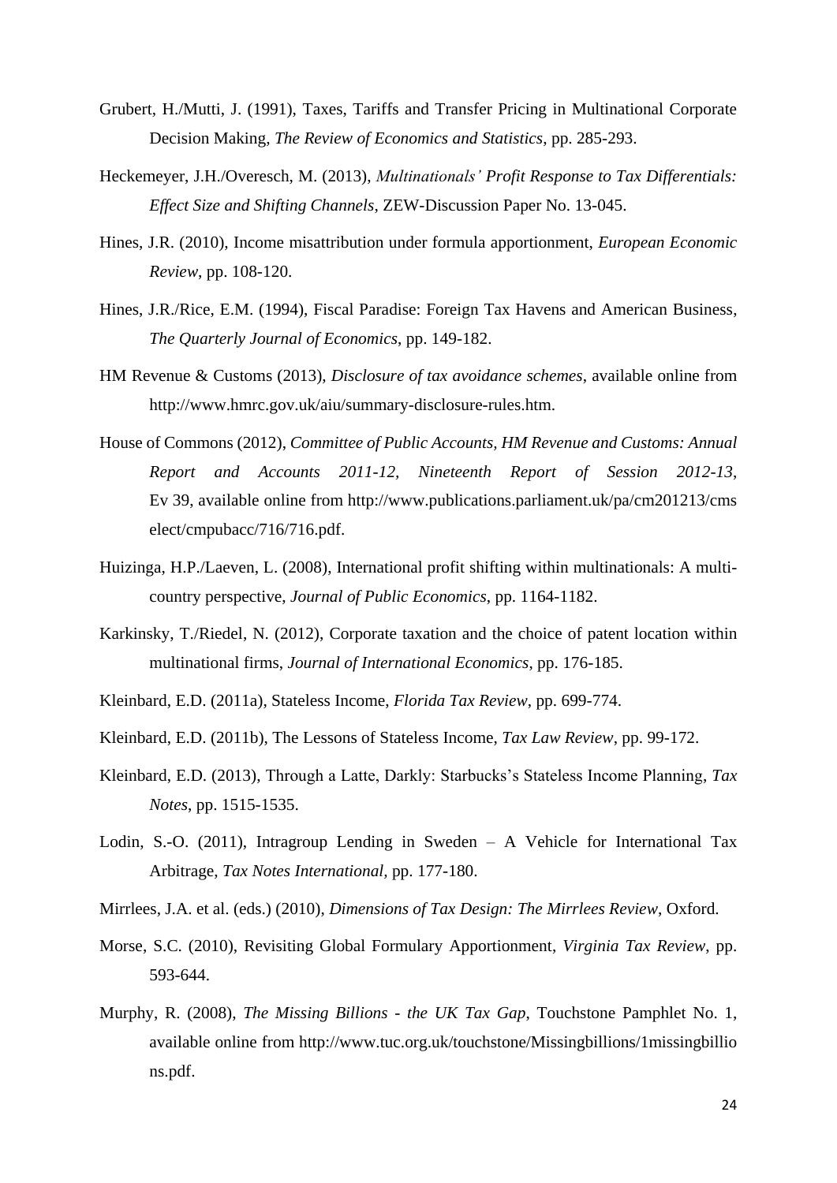Grubert, H./Mutti, J. (1991), Taxes, Tariffs and Transfer Pricing in Multinational Corporate Decision Making, *The Review of Economics and Statistics*, pp. 285-293.

Heckemeyer, J.H./Overesch, M. (2013), *Multinationals' Profit Response to Tax Differentials: Effect Size and Shifting Channels*, ZEW-Discussion Paper No. 13-045.

Hines, J.R. (2010), Income misattribution under formula apportionment, *European Economic Review*, pp. 108-120.

Hines, J.R./Rice, E.M. (1994), Fiscal Paradise: Foreign Tax Havens and American Business, *The Quarterly Journal of Economics*, pp. 149-182.

HM Revenue & Customs (2013), *Disclosure of tax avoidance schemes*, available online from http://www.hmrc.gov.uk/aiu/summary-disclosure-rules.htm.

House of Commons (2012), *Committee of Public Accounts, HM Revenue and Customs: Annual Report and Accounts 2011-12, Nineteenth Report of Session 2012-13*, Ev 39, available online from http://www.publications.parliament.uk/pa/cm201213/cmselect/cmpubacc/716/716.pdf.

Huizinga, H.P./Laeven, L. (2008), International profit shifting within multinationals: A multi-country perspective, *Journal of Public Economics*, pp. 1164-1182.

Karkinsky, T./Riedel, N. (2012), Corporate taxation and the choice of patent location within multinational firms, *Journal of International Economics*, pp. 176-185.

Kleinbard, E.D. (2011a), Stateless Income, *Florida Tax Review*, pp. 699-774.

Kleinbard, E.D. (2011b), The Lessons of Stateless Income, *Tax Law Review*, pp. 99-172.

Kleinbard, E.D. (2013), Through a Latte, Darkly: Starbucks's Stateless Income Planning, *Tax Notes*, pp. 1515-1535.

Lodin, S.-O. (2011), Intragroup Lending in Sweden – A Vehicle for International Tax Arbitrage, *Tax Notes International*, pp. 177-180.

Mirrlees, J.A. et al. (eds.) (2010), *Dimensions of Tax Design: The Mirrlees Review*, Oxford.

Morse, S.C. (2010), Revisiting Global Formulary Apportionment, *Virginia Tax Review*, pp. 593-644.

Murphy, R. (2008), *The Missing Billions - the UK Tax Gap*, Touchstone Pamphlet No. 1, available online from http://www.tuc.org.uk/touchstone/Missingbillions/1missingbillions.pdf.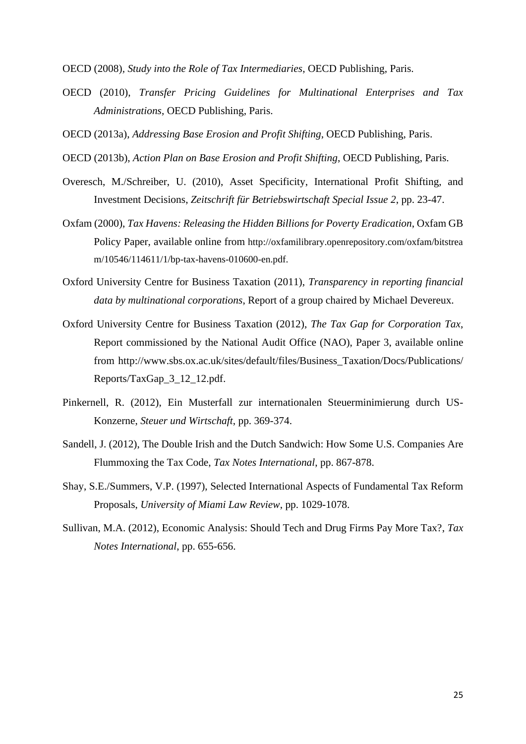OECD (2008), *Study into the Role of Tax Intermediaries*, OECD Publishing, Paris.

OECD (2010), *Transfer Pricing Guidelines for Multinational Enterprises and Tax Administrations*, OECD Publishing, Paris.

OECD (2013a), *Addressing Base Erosion and Profit Shifting*, OECD Publishing, Paris.

OECD (2013b), *Action Plan on Base Erosion and Profit Shifting*, OECD Publishing, Paris.

Overesch, M./Schreiber, U. (2010), Asset Specificity, International Profit Shifting, and Investment Decisions, *Zeitschrift für Betriebswirtschaft Special Issue 2*, pp. 23-47.

Oxfam (2000), *Tax Havens: Releasing the Hidden Billions for Poverty Eradication*, Oxfam GB Policy Paper, available online from http://oxfamilibrary.openrepository.com/oxfam/bitstream/10546/114611/1/bp-tax-havens-010600-en.pdf.

Oxford University Centre for Business Taxation (2011), *Transparency in reporting financial data by multinational corporations*, Report of a group chaired by Michael Devereux.

Oxford University Centre for Business Taxation (2012), *The Tax Gap for Corporation Tax*, Report commissioned by the National Audit Office (NAO), Paper 3, available online from http://www.sbs.ox.ac.uk/sites/default/files/Business_Taxation/Docs/Publications/Reports/TaxGap_3_12_12.pdf.

Pinkernell, R. (2012), Ein Musterfall zur internationalen Steuerminimierung durch US-Konzerne, *Steuer und Wirtschaft*, pp. 369-374.

Sandell, J. (2012), The Double Irish and the Dutch Sandwich: How Some U.S. Companies Are Flummoxing the Tax Code, *Tax Notes International*, pp. 867-878.

Shay, S.E./Summers, V.P. (1997), Selected International Aspects of Fundamental Tax Reform Proposals, *University of Miami Law Review*, pp. 1029-1078.

Sullivan, M.A. (2012), Economic Analysis: Should Tech and Drug Firms Pay More Tax?, *Tax Notes International*, pp. 655-656.